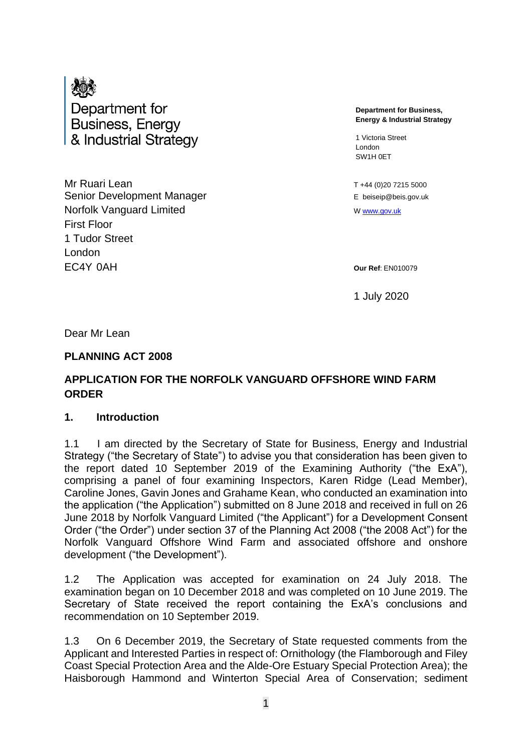Department for Business, Energy & Industrial Strategy

**Department for Business, Energy & Industrial Strategy**

1 Victoria Street
London
SW1H 0ET

T +44 (0)20 7215 5000
E beiseip@beis.gov.uk
W www.gov.uk

Mr Ruari Lean
Senior Development Manager
Norfolk Vanguard Limited
First Floor
1 Tudor Street
London
EC4Y 0AH

**Our Ref**: EN010079

1 July 2020

Dear Mr Lean

**PLANNING ACT 2008**

**APPLICATION FOR THE NORFOLK VANGUARD OFFSHORE WIND FARM ORDER**

## 1. Introduction

1.1 I am directed by the Secretary of State for Business, Energy and Industrial Strategy ("the Secretary of State") to advise you that consideration has been given to the report dated 10 September 2019 of the Examining Authority ("the ExA"), comprising a panel of four examining Inspectors, Karen Ridge (Lead Member), Caroline Jones, Gavin Jones and Grahame Kean, who conducted an examination into the application ("the Application") submitted on 8 June 2018 and received in full on 26 June 2018 by Norfolk Vanguard Limited ("the Applicant") for a Development Consent Order ("the Order") under section 37 of the Planning Act 2008 ("the 2008 Act") for the Norfolk Vanguard Offshore Wind Farm and associated offshore and onshore development ("the Development").

1.2 The Application was accepted for examination on 24 July 2018. The examination began on 10 December 2018 and was completed on 10 June 2019. The Secretary of State received the report containing the ExA's conclusions and recommendation on 10 September 2019.

1.3 On 6 December 2019, the Secretary of State requested comments from the Applicant and Interested Parties in respect of: Ornithology (the Flamborough and Filey Coast Special Protection Area and the Alde-Ore Estuary Special Protection Area); the Haisborough Hammond and Winterton Special Area of Conservation; sediment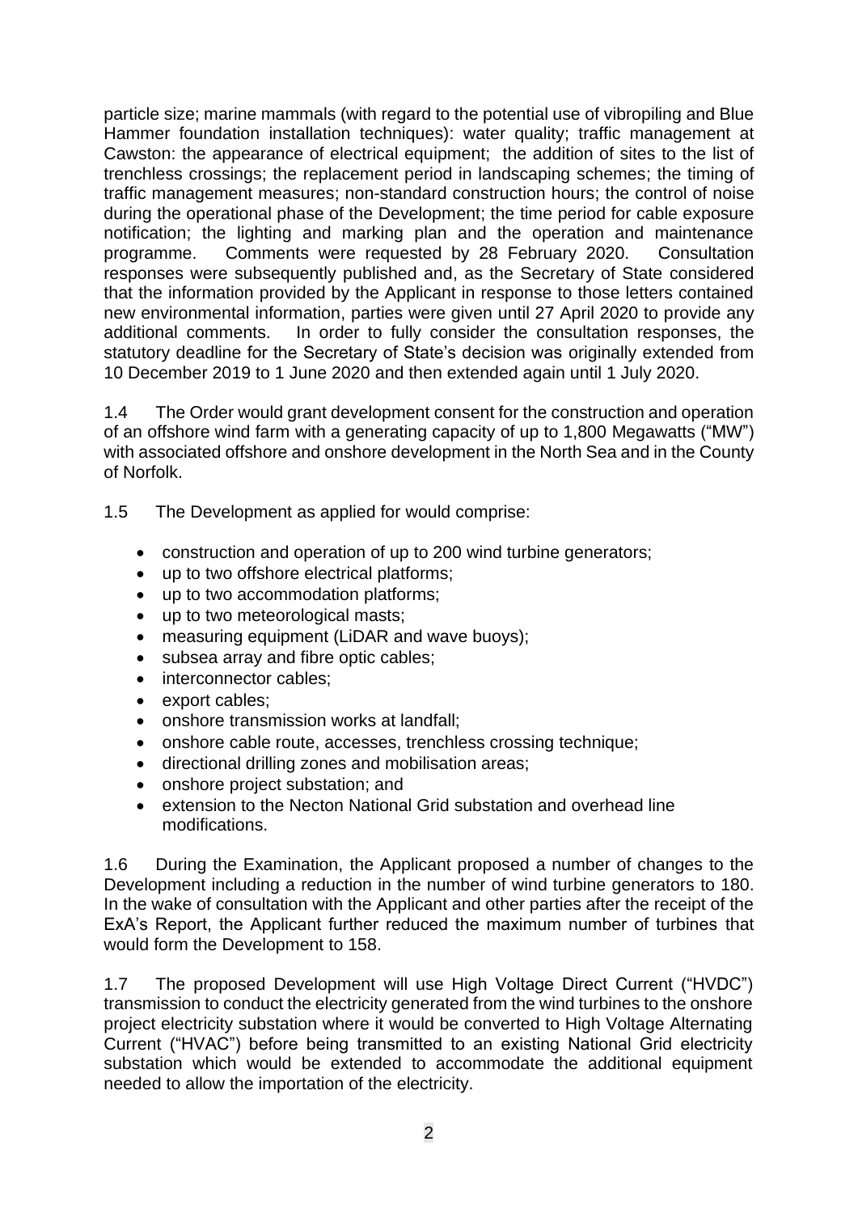particle size; marine mammals (with regard to the potential use of vibropiling and Blue Hammer foundation installation techniques): water quality; traffic management at Cawston: the appearance of electrical equipment; the addition of sites to the list of trenchless crossings; the replacement period in landscaping schemes; the timing of traffic management measures; non-standard construction hours; the control of noise during the operational phase of the Development; the time period for cable exposure notification; the lighting and marking plan and the operation and maintenance programme. Comments were requested by 28 February 2020. Consultation responses were subsequently published and, as the Secretary of State considered that the information provided by the Applicant in response to those letters contained new environmental information, parties were given until 27 April 2020 to provide any additional comments. In order to fully consider the consultation responses, the statutory deadline for the Secretary of State's decision was originally extended from 10 December 2019 to 1 June 2020 and then extended again until 1 July 2020.

1.4 The Order would grant development consent for the construction and operation of an offshore wind farm with a generating capacity of up to 1,800 Megawatts ("MW") with associated offshore and onshore development in the North Sea and in the County of Norfolk.

1.5 The Development as applied for would comprise:

- construction and operation of up to 200 wind turbine generators;
- up to two offshore electrical platforms;
- up to two accommodation platforms;
- up to two meteorological masts;
- measuring equipment (LiDAR and wave buoys);
- subsea array and fibre optic cables;
- interconnector cables;
- export cables;
- onshore transmission works at landfall;
- onshore cable route, accesses, trenchless crossing technique;
- directional drilling zones and mobilisation areas;
- onshore project substation; and
- extension to the Necton National Grid substation and overhead line modifications.

1.6 During the Examination, the Applicant proposed a number of changes to the Development including a reduction in the number of wind turbine generators to 180. In the wake of consultation with the Applicant and other parties after the receipt of the ExA's Report, the Applicant further reduced the maximum number of turbines that would form the Development to 158.

1.7 The proposed Development will use High Voltage Direct Current ("HVDC") transmission to conduct the electricity generated from the wind turbines to the onshore project electricity substation where it would be converted to High Voltage Alternating Current ("HVAC") before being transmitted to an existing National Grid electricity substation which would be extended to accommodate the additional equipment needed to allow the importation of the electricity.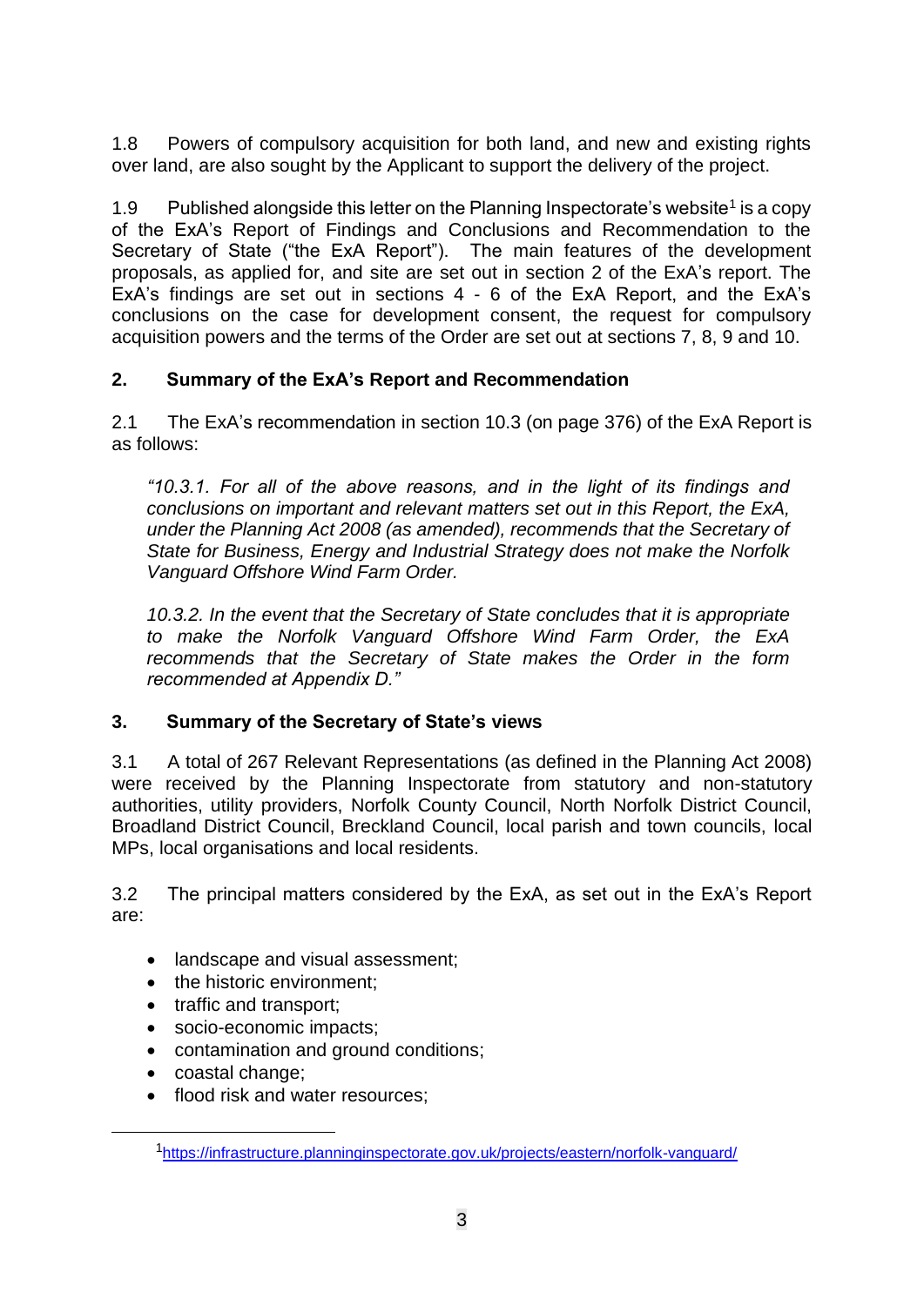1.8 Powers of compulsory acquisition for both land, and new and existing rights over land, are also sought by the Applicant to support the delivery of the project.

1.9 Published alongside this letter on the Planning Inspectorate's website[1] is a copy of the ExA's Report of Findings and Conclusions and Recommendation to the Secretary of State ("the ExA Report"). The main features of the development proposals, as applied for, and site are set out in section 2 of the ExA's report. The ExA's findings are set out in sections 4 - 6 of the ExA Report, and the ExA's conclusions on the case for development consent, the request for compulsory acquisition powers and the terms of the Order are set out at sections 7, 8, 9 and 10.

## 2. Summary of the ExA's Report and Recommendation

2.1 The ExA's recommendation in section 10.3 (on page 376) of the ExA Report is as follows:

> *"10.3.1. For all of the above reasons, and in the light of its findings and conclusions on important and relevant matters set out in this Report, the ExA, under the Planning Act 2008 (as amended), recommends that the Secretary of State for Business, Energy and Industrial Strategy does not make the Norfolk Vanguard Offshore Wind Farm Order.*
>
> *10.3.2. In the event that the Secretary of State concludes that it is appropriate to make the Norfolk Vanguard Offshore Wind Farm Order, the ExA recommends that the Secretary of State makes the Order in the form recommended at Appendix D."*

## 3. Summary of the Secretary of State's views

3.1 A total of 267 Relevant Representations (as defined in the Planning Act 2008) were received by the Planning Inspectorate from statutory and non-statutory authorities, utility providers, Norfolk County Council, North Norfolk District Council, Broadland District Council, Breckland Council, local parish and town councils, local MPs, local organisations and local residents.

3.2 The principal matters considered by the ExA, as set out in the ExA's Report are:

- landscape and visual assessment;
- the historic environment;
- traffic and transport;
- socio-economic impacts;
- contamination and ground conditions;
- coastal change;
- flood risk and water resources;

[1] https://infrastructure.planninginspectorate.gov.uk/projects/eastern/norfolk-vanguard/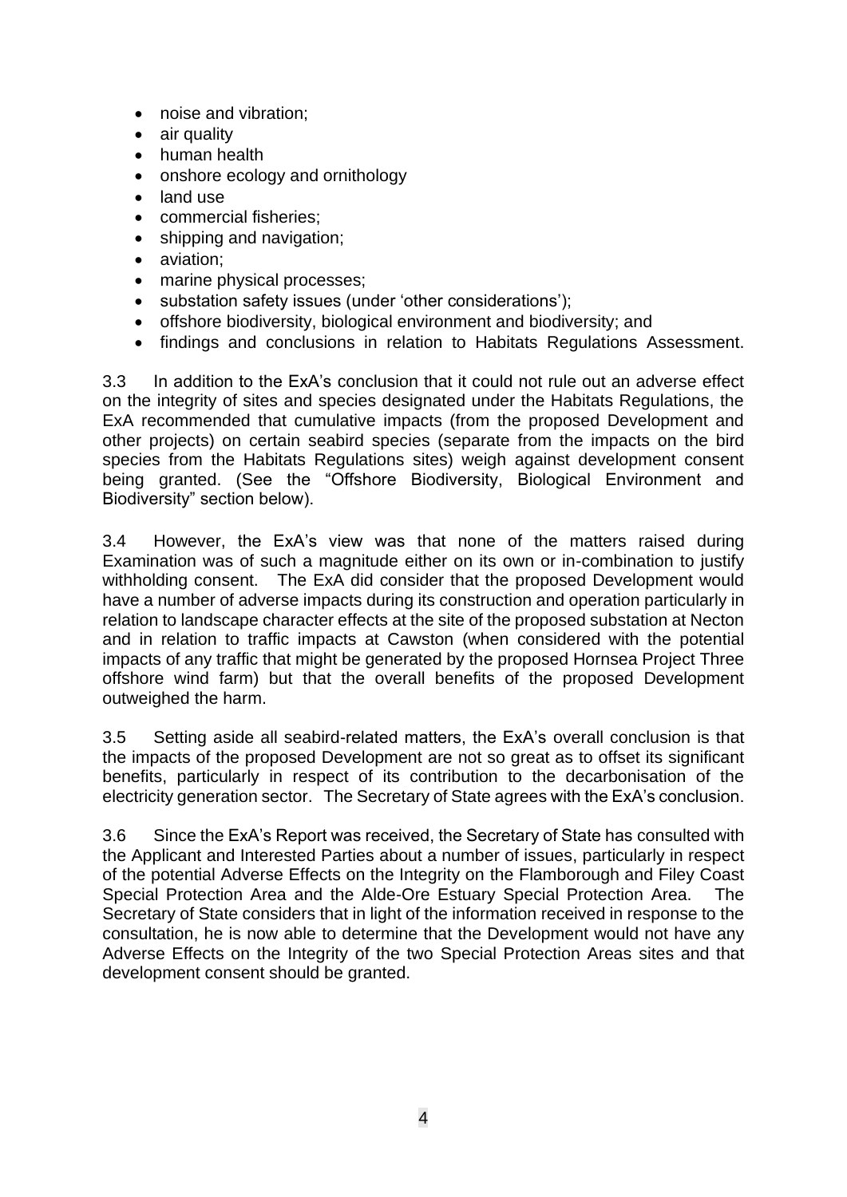- noise and vibration;
- air quality
- human health
- onshore ecology and ornithology
- land use
- commercial fisheries;
- shipping and navigation;
- aviation;
- marine physical processes;
- substation safety issues (under 'other considerations');
- offshore biodiversity, biological environment and biodiversity; and
- findings and conclusions in relation to Habitats Regulations Assessment.

3.3 In addition to the ExA's conclusion that it could not rule out an adverse effect on the integrity of sites and species designated under the Habitats Regulations, the ExA recommended that cumulative impacts (from the proposed Development and other projects) on certain seabird species (separate from the impacts on the bird species from the Habitats Regulations sites) weigh against development consent being granted. (See the "Offshore Biodiversity, Biological Environment and Biodiversity" section below).

3.4 However, the ExA's view was that none of the matters raised during Examination was of such a magnitude either on its own or in-combination to justify withholding consent. The ExA did consider that the proposed Development would have a number of adverse impacts during its construction and operation particularly in relation to landscape character effects at the site of the proposed substation at Necton and in relation to traffic impacts at Cawston (when considered with the potential impacts of any traffic that might be generated by the proposed Hornsea Project Three offshore wind farm) but that the overall benefits of the proposed Development outweighed the harm.

3.5 Setting aside all seabird-related matters, the ExA's overall conclusion is that the impacts of the proposed Development are not so great as to offset its significant benefits, particularly in respect of its contribution to the decarbonisation of the electricity generation sector. The Secretary of State agrees with the ExA's conclusion.

3.6 Since the ExA's Report was received, the Secretary of State has consulted with the Applicant and Interested Parties about a number of issues, particularly in respect of the potential Adverse Effects on the Integrity on the Flamborough and Filey Coast Special Protection Area and the Alde-Ore Estuary Special Protection Area. The Secretary of State considers that in light of the information received in response to the consultation, he is now able to determine that the Development would not have any Adverse Effects on the Integrity of the two Special Protection Areas sites and that development consent should be granted.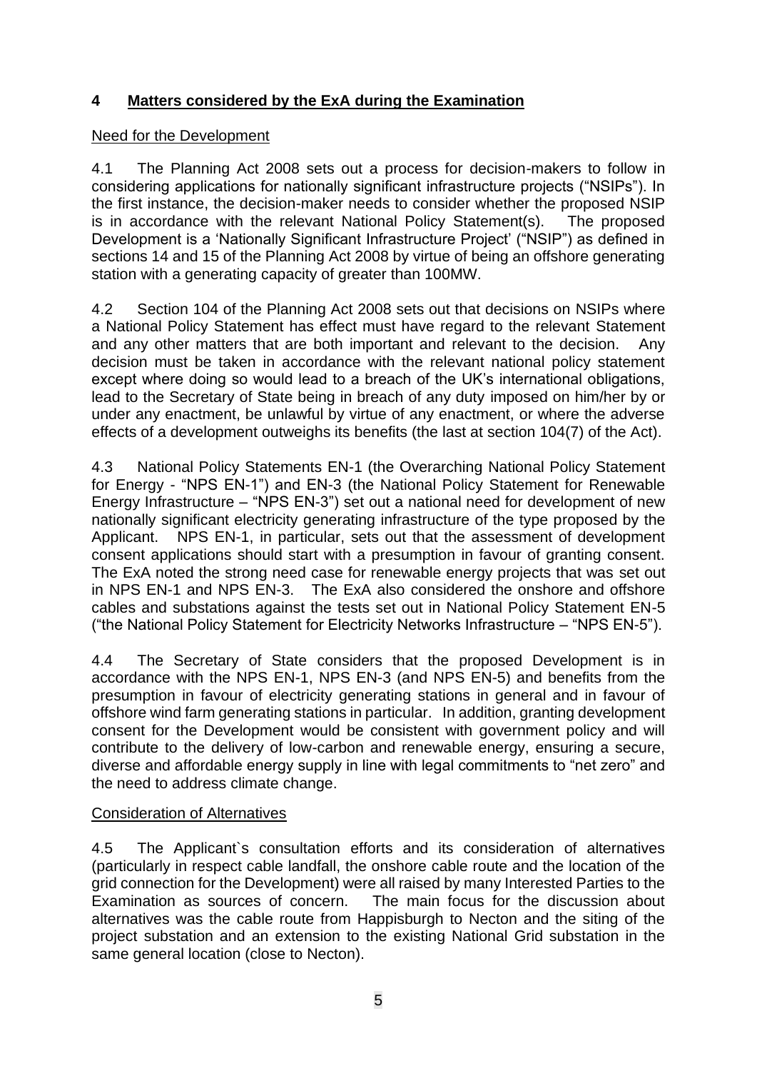## 4 Matters considered by the ExA during the Examination

### Need for the Development

4.1 The Planning Act 2008 sets out a process for decision-makers to follow in considering applications for nationally significant infrastructure projects ("NSIPs"). In the first instance, the decision-maker needs to consider whether the proposed NSIP is in accordance with the relevant National Policy Statement(s). The proposed Development is a 'Nationally Significant Infrastructure Project' ("NSIP") as defined in sections 14 and 15 of the Planning Act 2008 by virtue of being an offshore generating station with a generating capacity of greater than 100MW.

4.2 Section 104 of the Planning Act 2008 sets out that decisions on NSIPs where a National Policy Statement has effect must have regard to the relevant Statement and any other matters that are both important and relevant to the decision. Any decision must be taken in accordance with the relevant national policy statement except where doing so would lead to a breach of the UK's international obligations, lead to the Secretary of State being in breach of any duty imposed on him/her by or under any enactment, be unlawful by virtue of any enactment, or where the adverse effects of a development outweighs its benefits (the last at section 104(7) of the Act).

4.3 National Policy Statements EN-1 (the Overarching National Policy Statement for Energy - "NPS EN-1") and EN-3 (the National Policy Statement for Renewable Energy Infrastructure – "NPS EN-3") set out a national need for development of new nationally significant electricity generating infrastructure of the type proposed by the Applicant. NPS EN-1, in particular, sets out that the assessment of development consent applications should start with a presumption in favour of granting consent. The ExA noted the strong need case for renewable energy projects that was set out in NPS EN-1 and NPS EN-3. The ExA also considered the onshore and offshore cables and substations against the tests set out in National Policy Statement EN-5 ("the National Policy Statement for Electricity Networks Infrastructure – "NPS EN-5").

4.4 The Secretary of State considers that the proposed Development is in accordance with the NPS EN-1, NPS EN-3 (and NPS EN-5) and benefits from the presumption in favour of electricity generating stations in general and in favour of offshore wind farm generating stations in particular. In addition, granting development consent for the Development would be consistent with government policy and will contribute to the delivery of low-carbon and renewable energy, ensuring a secure, diverse and affordable energy supply in line with legal commitments to "net zero" and the need to address climate change.

### Consideration of Alternatives

4.5 The Applicant`s consultation efforts and its consideration of alternatives (particularly in respect cable landfall, the onshore cable route and the location of the grid connection for the Development) were all raised by many Interested Parties to the Examination as sources of concern. The main focus for the discussion about alternatives was the cable route from Happisburgh to Necton and the siting of the project substation and an extension to the existing National Grid substation in the same general location (close to Necton).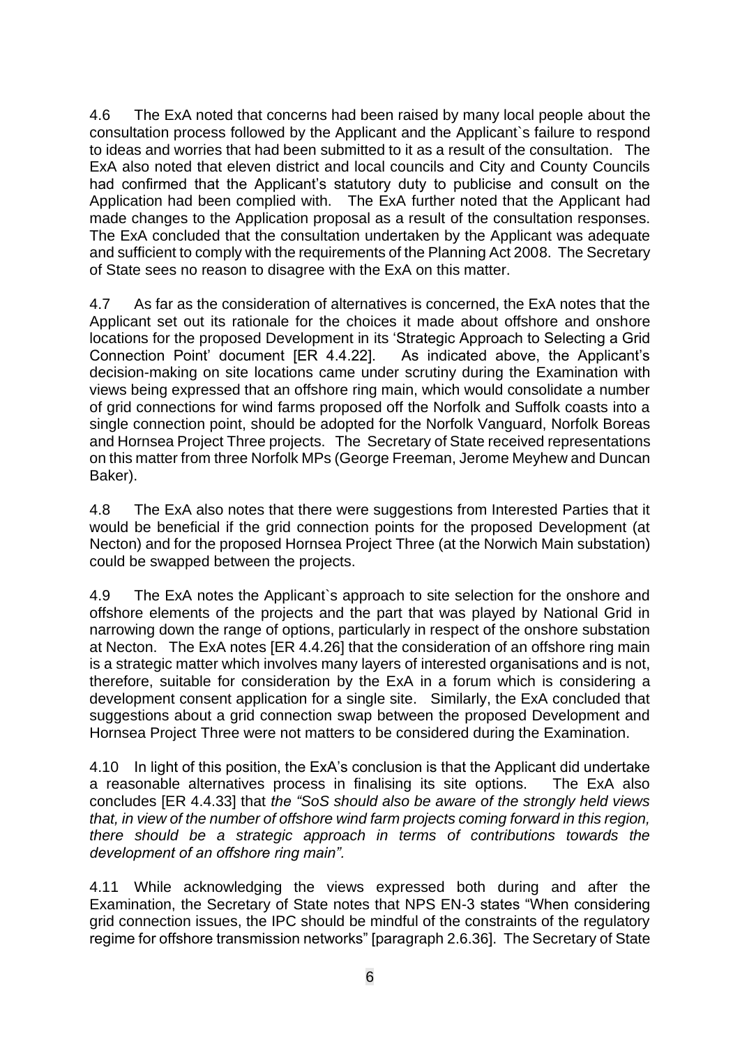4.6 The ExA noted that concerns had been raised by many local people about the consultation process followed by the Applicant and the Applicant`s failure to respond to ideas and worries that had been submitted to it as a result of the consultation. The ExA also noted that eleven district and local councils and City and County Councils had confirmed that the Applicant's statutory duty to publicise and consult on the Application had been complied with. The ExA further noted that the Applicant had made changes to the Application proposal as a result of the consultation responses. The ExA concluded that the consultation undertaken by the Applicant was adequate and sufficient to comply with the requirements of the Planning Act 2008. The Secretary of State sees no reason to disagree with the ExA on this matter.

4.7 As far as the consideration of alternatives is concerned, the ExA notes that the Applicant set out its rationale for the choices it made about offshore and onshore locations for the proposed Development in its 'Strategic Approach to Selecting a Grid Connection Point' document [ER 4.4.22]. As indicated above, the Applicant's decision-making on site locations came under scrutiny during the Examination with views being expressed that an offshore ring main, which would consolidate a number of grid connections for wind farms proposed off the Norfolk and Suffolk coasts into a single connection point, should be adopted for the Norfolk Vanguard, Norfolk Boreas and Hornsea Project Three projects. The Secretary of State received representations on this matter from three Norfolk MPs (George Freeman, Jerome Meyhew and Duncan Baker).

4.8 The ExA also notes that there were suggestions from Interested Parties that it would be beneficial if the grid connection points for the proposed Development (at Necton) and for the proposed Hornsea Project Three (at the Norwich Main substation) could be swapped between the projects.

4.9 The ExA notes the Applicant`s approach to site selection for the onshore and offshore elements of the projects and the part that was played by National Grid in narrowing down the range of options, particularly in respect of the onshore substation at Necton. The ExA notes [ER 4.4.26] that the consideration of an offshore ring main is a strategic matter which involves many layers of interested organisations and is not, therefore, suitable for consideration by the ExA in a forum which is considering a development consent application for a single site. Similarly, the ExA concluded that suggestions about a grid connection swap between the proposed Development and Hornsea Project Three were not matters to be considered during the Examination.

4.10 In light of this position, the ExA's conclusion is that the Applicant did undertake a reasonable alternatives process in finalising its site options. The ExA also concludes [ER 4.4.33] that *the "SoS should also be aware of the strongly held views that, in view of the number of offshore wind farm projects coming forward in this region, there should be a strategic approach in terms of contributions towards the development of an offshore ring main".*

4.11 While acknowledging the views expressed both during and after the Examination, the Secretary of State notes that NPS EN-3 states "When considering grid connection issues, the IPC should be mindful of the constraints of the regulatory regime for offshore transmission networks" [paragraph 2.6.36]. The Secretary of State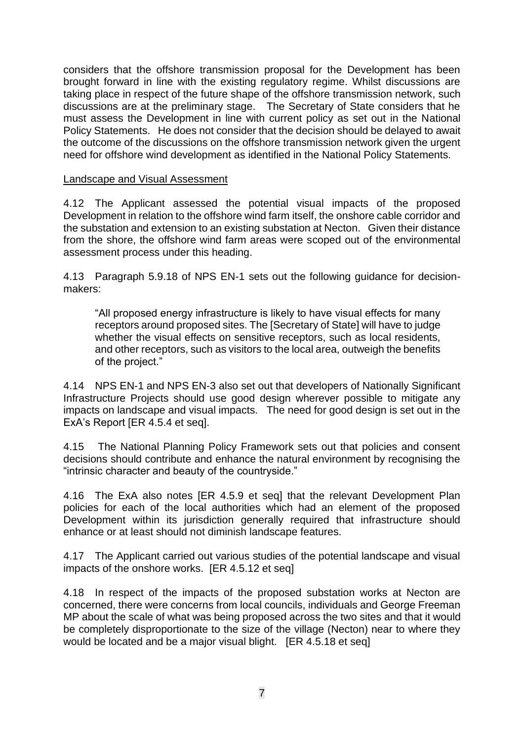considers that the offshore transmission proposal for the Development has been brought forward in line with the existing regulatory regime. Whilst discussions are taking place in respect of the future shape of the offshore transmission network, such discussions are at the preliminary stage. The Secretary of State considers that he must assess the Development in line with current policy as set out in the National Policy Statements. He does not consider that the decision should be delayed to await the outcome of the discussions on the offshore transmission network given the urgent need for offshore wind development as identified in the National Policy Statements.

<u>Landscape and Visual Assessment</u>

4.12 The Applicant assessed the potential visual impacts of the proposed Development in relation to the offshore wind farm itself, the onshore cable corridor and the substation and extension to an existing substation at Necton. Given their distance from the shore, the offshore wind farm areas were scoped out of the environmental assessment process under this heading.

4.13 Paragraph 5.9.18 of NPS EN-1 sets out the following guidance for decision-makers:

> "All proposed energy infrastructure is likely to have visual effects for many receptors around proposed sites. The [Secretary of State] will have to judge whether the visual effects on sensitive receptors, such as local residents, and other receptors, such as visitors to the local area, outweigh the benefits of the project."

4.14 NPS EN-1 and NPS EN-3 also set out that developers of Nationally Significant Infrastructure Projects should use good design wherever possible to mitigate any impacts on landscape and visual impacts. The need for good design is set out in the ExA's Report [ER 4.5.4 et seq].

4.15 The National Planning Policy Framework sets out that policies and consent decisions should contribute and enhance the natural environment by recognising the "intrinsic character and beauty of the countryside."

4.16 The ExA also notes [ER 4.5.9 et seq] that the relevant Development Plan policies for each of the local authorities which had an element of the proposed Development within its jurisdiction generally required that infrastructure should enhance or at least should not diminish landscape features.

4.17 The Applicant carried out various studies of the potential landscape and visual impacts of the onshore works. [ER 4.5.12 et seq]

4.18 In respect of the impacts of the proposed substation works at Necton are concerned, there were concerns from local councils, individuals and George Freeman MP about the scale of what was being proposed across the two sites and that it would be completely disproportionate to the size of the village (Necton) near to where they would be located and be a major visual blight. [ER 4.5.18 et seq]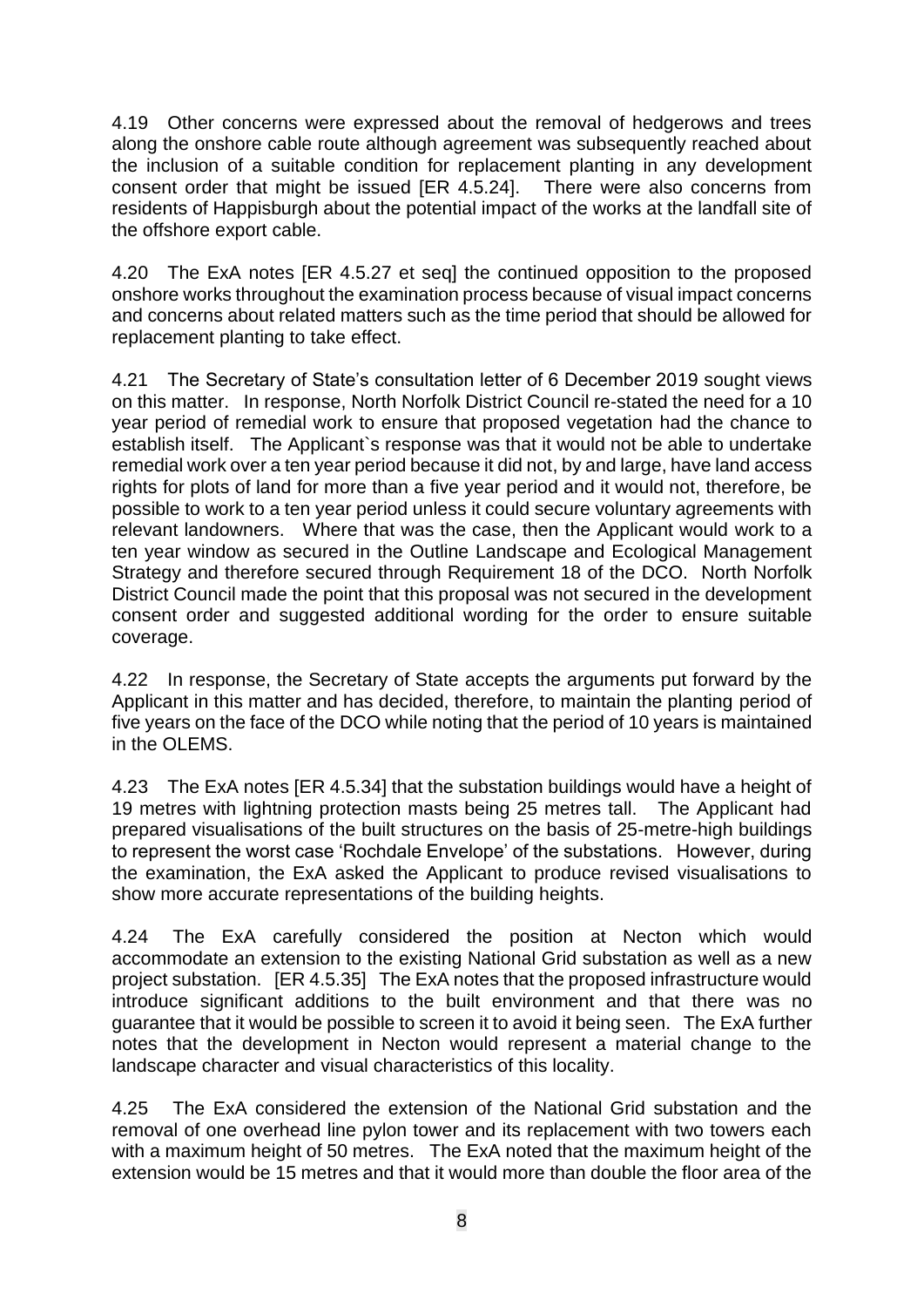4.19 Other concerns were expressed about the removal of hedgerows and trees along the onshore cable route although agreement was subsequently reached about the inclusion of a suitable condition for replacement planting in any development consent order that might be issued [ER 4.5.24]. There were also concerns from residents of Happisburgh about the potential impact of the works at the landfall site of the offshore export cable.

4.20 The ExA notes [ER 4.5.27 et seq] the continued opposition to the proposed onshore works throughout the examination process because of visual impact concerns and concerns about related matters such as the time period that should be allowed for replacement planting to take effect.

4.21 The Secretary of State's consultation letter of 6 December 2019 sought views on this matter. In response, North Norfolk District Council re-stated the need for a 10 year period of remedial work to ensure that proposed vegetation had the chance to establish itself. The Applicant`s response was that it would not be able to undertake remedial work over a ten year period because it did not, by and large, have land access rights for plots of land for more than a five year period and it would not, therefore, be possible to work to a ten year period unless it could secure voluntary agreements with relevant landowners. Where that was the case, then the Applicant would work to a ten year window as secured in the Outline Landscape and Ecological Management Strategy and therefore secured through Requirement 18 of the DCO. North Norfolk District Council made the point that this proposal was not secured in the development consent order and suggested additional wording for the order to ensure suitable coverage.

4.22 In response, the Secretary of State accepts the arguments put forward by the Applicant in this matter and has decided, therefore, to maintain the planting period of five years on the face of the DCO while noting that the period of 10 years is maintained in the OLEMS.

4.23 The ExA notes [ER 4.5.34] that the substation buildings would have a height of 19 metres with lightning protection masts being 25 metres tall. The Applicant had prepared visualisations of the built structures on the basis of 25-metre-high buildings to represent the worst case 'Rochdale Envelope' of the substations. However, during the examination, the ExA asked the Applicant to produce revised visualisations to show more accurate representations of the building heights.

4.24 The ExA carefully considered the position at Necton which would accommodate an extension to the existing National Grid substation as well as a new project substation. [ER 4.5.35] The ExA notes that the proposed infrastructure would introduce significant additions to the built environment and that there was no guarantee that it would be possible to screen it to avoid it being seen. The ExA further notes that the development in Necton would represent a material change to the landscape character and visual characteristics of this locality.

4.25 The ExA considered the extension of the National Grid substation and the removal of one overhead line pylon tower and its replacement with two towers each with a maximum height of 50 metres. The ExA noted that the maximum height of the extension would be 15 metres and that it would more than double the floor area of the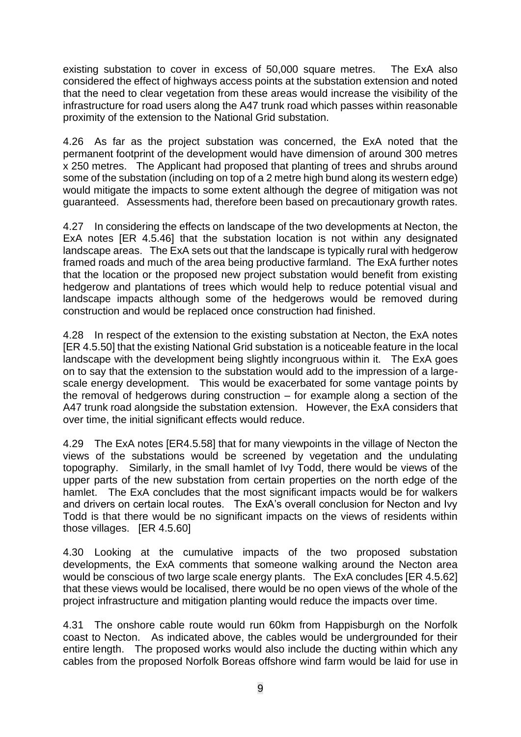existing substation to cover in excess of 50,000 square metres. The ExA also considered the effect of highways access points at the substation extension and noted that the need to clear vegetation from these areas would increase the visibility of the infrastructure for road users along the A47 trunk road which passes within reasonable proximity of the extension to the National Grid substation.

4.26 As far as the project substation was concerned, the ExA noted that the permanent footprint of the development would have dimension of around 300 metres x 250 metres. The Applicant had proposed that planting of trees and shrubs around some of the substation (including on top of a 2 metre high bund along its western edge) would mitigate the impacts to some extent although the degree of mitigation was not guaranteed. Assessments had, therefore been based on precautionary growth rates.

4.27 In considering the effects on landscape of the two developments at Necton, the ExA notes [ER 4.5.46] that the substation location is not within any designated landscape areas. The ExA sets out that the landscape is typically rural with hedgerow framed roads and much of the area being productive farmland. The ExA further notes that the location or the proposed new project substation would benefit from existing hedgerow and plantations of trees which would help to reduce potential visual and landscape impacts although some of the hedgerows would be removed during construction and would be replaced once construction had finished.

4.28 In respect of the extension to the existing substation at Necton, the ExA notes [ER 4.5.50] that the existing National Grid substation is a noticeable feature in the local landscape with the development being slightly incongruous within it. The ExA goes on to say that the extension to the substation would add to the impression of a large-scale energy development. This would be exacerbated for some vantage points by the removal of hedgerows during construction – for example along a section of the A47 trunk road alongside the substation extension. However, the ExA considers that over time, the initial significant effects would reduce.

4.29 The ExA notes [ER4.5.58] that for many viewpoints in the village of Necton the views of the substations would be screened by vegetation and the undulating topography. Similarly, in the small hamlet of Ivy Todd, there would be views of the upper parts of the new substation from certain properties on the north edge of the hamlet. The ExA concludes that the most significant impacts would be for walkers and drivers on certain local routes. The ExA's overall conclusion for Necton and Ivy Todd is that there would be no significant impacts on the views of residents within those villages. [ER 4.5.60]

4.30 Looking at the cumulative impacts of the two proposed substation developments, the ExA comments that someone walking around the Necton area would be conscious of two large scale energy plants. The ExA concludes [ER 4.5.62] that these views would be localised, there would be no open views of the whole of the project infrastructure and mitigation planting would reduce the impacts over time.

4.31 The onshore cable route would run 60km from Happisburgh on the Norfolk coast to Necton. As indicated above, the cables would be undergrounded for their entire length. The proposed works would also include the ducting within which any cables from the proposed Norfolk Boreas offshore wind farm would be laid for use in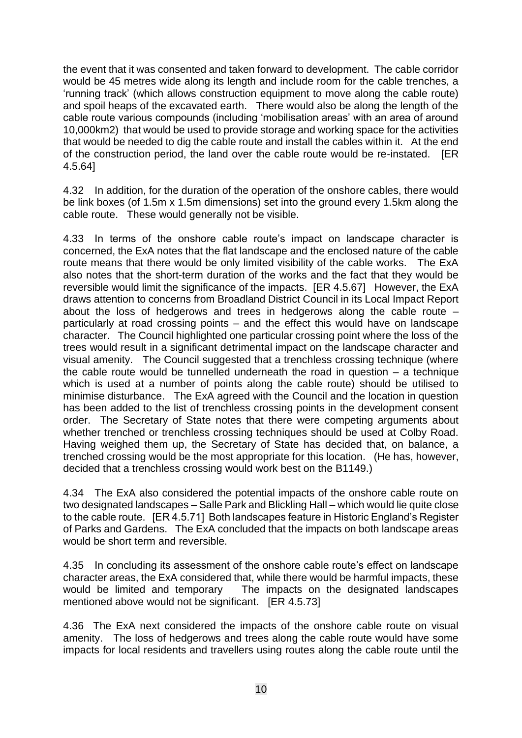the event that it was consented and taken forward to development. The cable corridor would be 45 metres wide along its length and include room for the cable trenches, a 'running track' (which allows construction equipment to move along the cable route) and spoil heaps of the excavated earth. There would also be along the length of the cable route various compounds (including 'mobilisation areas' with an area of around 10,000km2) that would be used to provide storage and working space for the activities that would be needed to dig the cable route and install the cables within it. At the end of the construction period, the land over the cable route would be re-instated. [ER 4.5.64]

4.32 In addition, for the duration of the operation of the onshore cables, there would be link boxes (of 1.5m x 1.5m dimensions) set into the ground every 1.5km along the cable route. These would generally not be visible.

4.33 In terms of the onshore cable route's impact on landscape character is concerned, the ExA notes that the flat landscape and the enclosed nature of the cable route means that there would be only limited visibility of the cable works. The ExA also notes that the short-term duration of the works and the fact that they would be reversible would limit the significance of the impacts. [ER 4.5.67] However, the ExA draws attention to concerns from Broadland District Council in its Local Impact Report about the loss of hedgerows and trees in hedgerows along the cable route – particularly at road crossing points – and the effect this would have on landscape character. The Council highlighted one particular crossing point where the loss of the trees would result in a significant detrimental impact on the landscape character and visual amenity. The Council suggested that a trenchless crossing technique (where the cable route would be tunnelled underneath the road in question – a technique which is used at a number of points along the cable route) should be utilised to minimise disturbance. The ExA agreed with the Council and the location in question has been added to the list of trenchless crossing points in the development consent order. The Secretary of State notes that there were competing arguments about whether trenched or trenchless crossing techniques should be used at Colby Road. Having weighed them up, the Secretary of State has decided that, on balance, a trenched crossing would be the most appropriate for this location. (He has, however, decided that a trenchless crossing would work best on the B1149.)

4.34 The ExA also considered the potential impacts of the onshore cable route on two designated landscapes – Salle Park and Blickling Hall – which would lie quite close to the cable route. [ER 4.5.71] Both landscapes feature in Historic England's Register of Parks and Gardens. The ExA concluded that the impacts on both landscape areas would be short term and reversible.

4.35 In concluding its assessment of the onshore cable route's effect on landscape character areas, the ExA considered that, while there would be harmful impacts, these would be limited and temporary The impacts on the designated landscapes mentioned above would not be significant. [ER 4.5.73]

4.36 The ExA next considered the impacts of the onshore cable route on visual amenity. The loss of hedgerows and trees along the cable route would have some impacts for local residents and travellers using routes along the cable route until the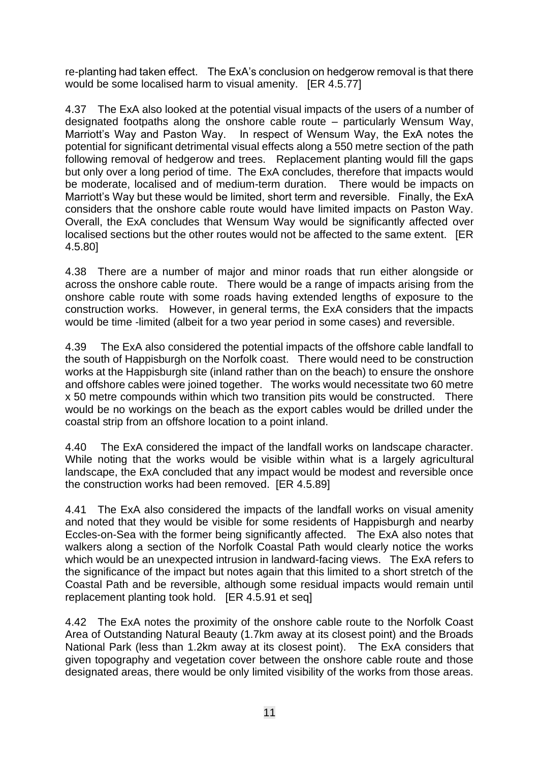re-planting had taken effect. The ExA's conclusion on hedgerow removal is that there would be some localised harm to visual amenity. [ER 4.5.77]

4.37 The ExA also looked at the potential visual impacts of the users of a number of designated footpaths along the onshore cable route – particularly Wensum Way, Marriott's Way and Paston Way. In respect of Wensum Way, the ExA notes the potential for significant detrimental visual effects along a 550 metre section of the path following removal of hedgerow and trees. Replacement planting would fill the gaps but only over a long period of time. The ExA concludes, therefore that impacts would be moderate, localised and of medium-term duration. There would be impacts on Marriott's Way but these would be limited, short term and reversible. Finally, the ExA considers that the onshore cable route would have limited impacts on Paston Way. Overall, the ExA concludes that Wensum Way would be significantly affected over localised sections but the other routes would not be affected to the same extent. [ER 4.5.80]

4.38 There are a number of major and minor roads that run either alongside or across the onshore cable route. There would be a range of impacts arising from the onshore cable route with some roads having extended lengths of exposure to the construction works. However, in general terms, the ExA considers that the impacts would be time -limited (albeit for a two year period in some cases) and reversible.

4.39 The ExA also considered the potential impacts of the offshore cable landfall to the south of Happisburgh on the Norfolk coast. There would need to be construction works at the Happisburgh site (inland rather than on the beach) to ensure the onshore and offshore cables were joined together. The works would necessitate two 60 metre x 50 metre compounds within which two transition pits would be constructed. There would be no workings on the beach as the export cables would be drilled under the coastal strip from an offshore location to a point inland.

4.40 The ExA considered the impact of the landfall works on landscape character. While noting that the works would be visible within what is a largely agricultural landscape, the ExA concluded that any impact would be modest and reversible once the construction works had been removed. [ER 4.5.89]

4.41 The ExA also considered the impacts of the landfall works on visual amenity and noted that they would be visible for some residents of Happisburgh and nearby Eccles-on-Sea with the former being significantly affected. The ExA also notes that walkers along a section of the Norfolk Coastal Path would clearly notice the works which would be an unexpected intrusion in landward-facing views. The ExA refers to the significance of the impact but notes again that this limited to a short stretch of the Coastal Path and be reversible, although some residual impacts would remain until replacement planting took hold. [ER 4.5.91 et seq]

4.42 The ExA notes the proximity of the onshore cable route to the Norfolk Coast Area of Outstanding Natural Beauty (1.7km away at its closest point) and the Broads National Park (less than 1.2km away at its closest point). The ExA considers that given topography and vegetation cover between the onshore cable route and those designated areas, there would be only limited visibility of the works from those areas.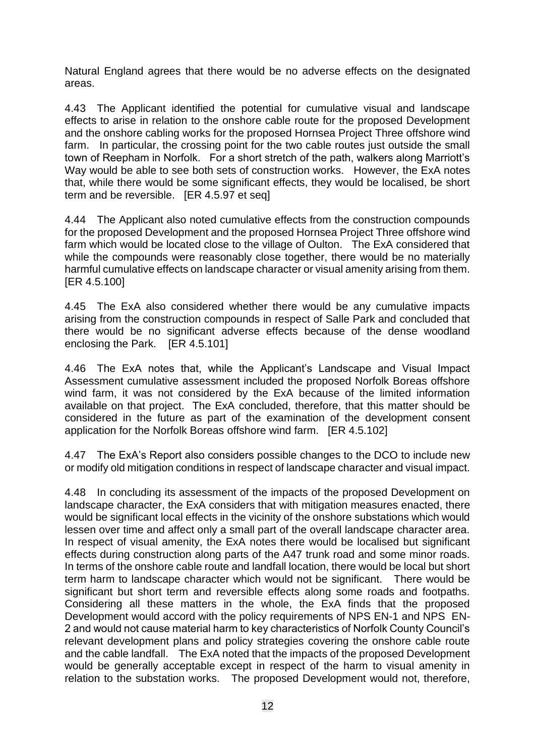Natural England agrees that there would be no adverse effects on the designated areas.

4.43 The Applicant identified the potential for cumulative visual and landscape effects to arise in relation to the onshore cable route for the proposed Development and the onshore cabling works for the proposed Hornsea Project Three offshore wind farm. In particular, the crossing point for the two cable routes just outside the small town of Reepham in Norfolk. For a short stretch of the path, walkers along Marriott's Way would be able to see both sets of construction works. However, the ExA notes that, while there would be some significant effects, they would be localised, be short term and be reversible. [ER 4.5.97 et seq]

4.44 The Applicant also noted cumulative effects from the construction compounds for the proposed Development and the proposed Hornsea Project Three offshore wind farm which would be located close to the village of Oulton. The ExA considered that while the compounds were reasonably close together, there would be no materially harmful cumulative effects on landscape character or visual amenity arising from them. [ER 4.5.100]

4.45 The ExA also considered whether there would be any cumulative impacts arising from the construction compounds in respect of Salle Park and concluded that there would be no significant adverse effects because of the dense woodland enclosing the Park. [ER 4.5.101]

4.46 The ExA notes that, while the Applicant's Landscape and Visual Impact Assessment cumulative assessment included the proposed Norfolk Boreas offshore wind farm, it was not considered by the ExA because of the limited information available on that project. The ExA concluded, therefore, that this matter should be considered in the future as part of the examination of the development consent application for the Norfolk Boreas offshore wind farm. [ER 4.5.102]

4.47 The ExA's Report also considers possible changes to the DCO to include new or modify old mitigation conditions in respect of landscape character and visual impact.

4.48 In concluding its assessment of the impacts of the proposed Development on landscape character, the ExA considers that with mitigation measures enacted, there would be significant local effects in the vicinity of the onshore substations which would lessen over time and affect only a small part of the overall landscape character area. In respect of visual amenity, the ExA notes there would be localised but significant effects during construction along parts of the A47 trunk road and some minor roads. In terms of the onshore cable route and landfall location, there would be local but short term harm to landscape character which would not be significant. There would be significant but short term and reversible effects along some roads and footpaths. Considering all these matters in the whole, the ExA finds that the proposed Development would accord with the policy requirements of NPS EN-1 and NPS EN-2 and would not cause material harm to key characteristics of Norfolk County Council's relevant development plans and policy strategies covering the onshore cable route and the cable landfall. The ExA noted that the impacts of the proposed Development would be generally acceptable except in respect of the harm to visual amenity in relation to the substation works. The proposed Development would not, therefore,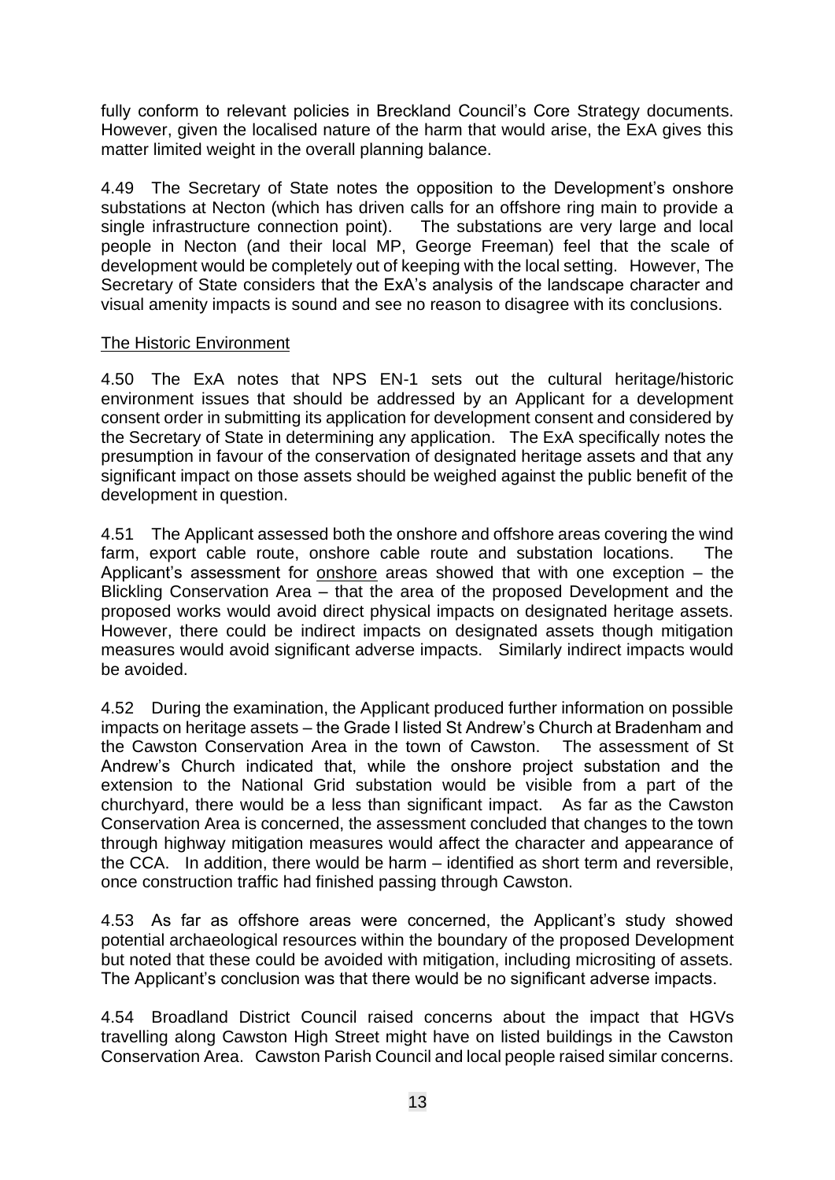fully conform to relevant policies in Breckland Council's Core Strategy documents. However, given the localised nature of the harm that would arise, the ExA gives this matter limited weight in the overall planning balance.

4.49 The Secretary of State notes the opposition to the Development's onshore substations at Necton (which has driven calls for an offshore ring main to provide a single infrastructure connection point). The substations are very large and local people in Necton (and their local MP, George Freeman) feel that the scale of development would be completely out of keeping with the local setting. However, The Secretary of State considers that the ExA's analysis of the landscape character and visual amenity impacts is sound and see no reason to disagree with its conclusions.

The Historic Environment

4.50 The ExA notes that NPS EN-1 sets out the cultural heritage/historic environment issues that should be addressed by an Applicant for a development consent order in submitting its application for development consent and considered by the Secretary of State in determining any application. The ExA specifically notes the presumption in favour of the conservation of designated heritage assets and that any significant impact on those assets should be weighed against the public benefit of the development in question.

4.51 The Applicant assessed both the onshore and offshore areas covering the wind farm, export cable route, onshore cable route and substation locations. The Applicant's assessment for onshore areas showed that with one exception – the Blickling Conservation Area – that the area of the proposed Development and the proposed works would avoid direct physical impacts on designated heritage assets. However, there could be indirect impacts on designated assets though mitigation measures would avoid significant adverse impacts. Similarly indirect impacts would be avoided.

4.52 During the examination, the Applicant produced further information on possible impacts on heritage assets – the Grade I listed St Andrew's Church at Bradenham and the Cawston Conservation Area in the town of Cawston. The assessment of St Andrew's Church indicated that, while the onshore project substation and the extension to the National Grid substation would be visible from a part of the churchyard, there would be a less than significant impact. As far as the Cawston Conservation Area is concerned, the assessment concluded that changes to the town through highway mitigation measures would affect the character and appearance of the CCA. In addition, there would be harm – identified as short term and reversible, once construction traffic had finished passing through Cawston.

4.53 As far as offshore areas were concerned, the Applicant's study showed potential archaeological resources within the boundary of the proposed Development but noted that these could be avoided with mitigation, including micrositing of assets. The Applicant's conclusion was that there would be no significant adverse impacts.

4.54 Broadland District Council raised concerns about the impact that HGVs travelling along Cawston High Street might have on listed buildings in the Cawston Conservation Area. Cawston Parish Council and local people raised similar concerns.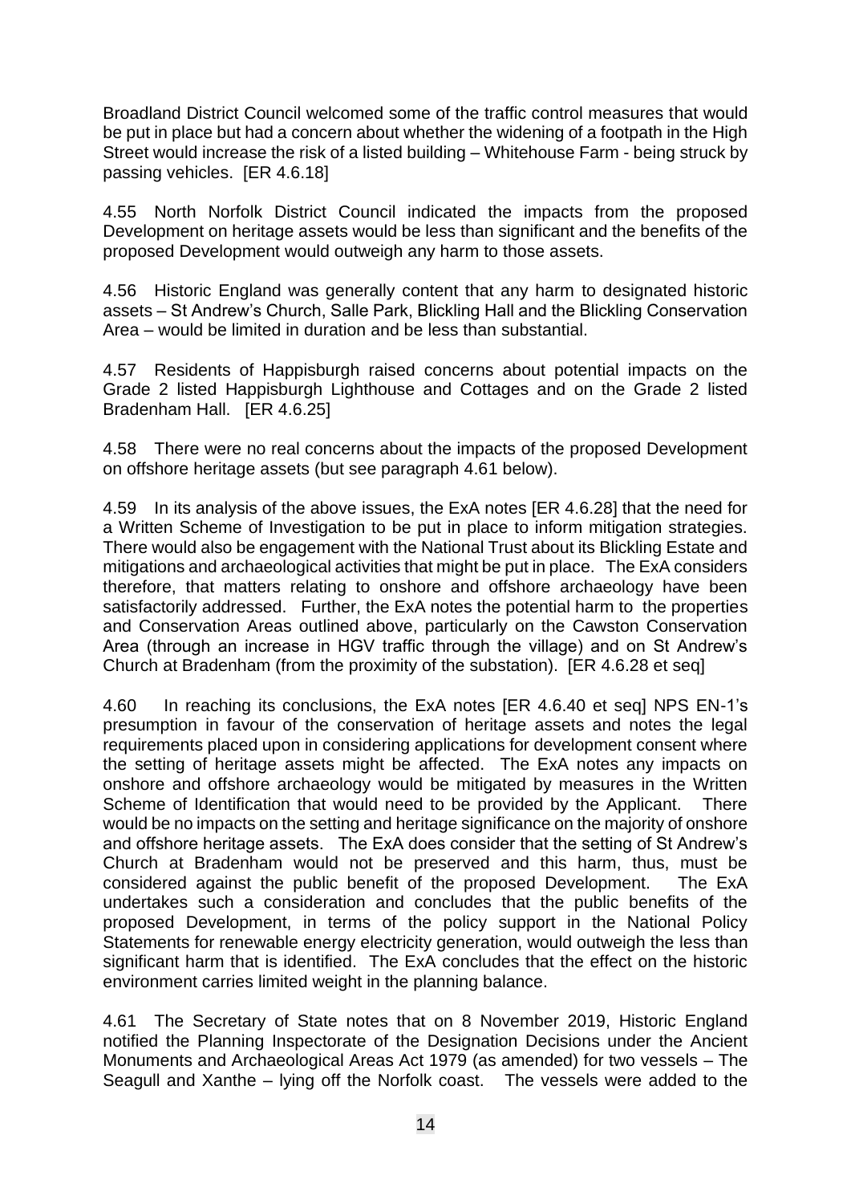Broadland District Council welcomed some of the traffic control measures that would be put in place but had a concern about whether the widening of a footpath in the High Street would increase the risk of a listed building – Whitehouse Farm - being struck by passing vehicles. [ER 4.6.18]

4.55 North Norfolk District Council indicated the impacts from the proposed Development on heritage assets would be less than significant and the benefits of the proposed Development would outweigh any harm to those assets.

4.56 Historic England was generally content that any harm to designated historic assets – St Andrew's Church, Salle Park, Blickling Hall and the Blickling Conservation Area – would be limited in duration and be less than substantial.

4.57 Residents of Happisburgh raised concerns about potential impacts on the Grade 2 listed Happisburgh Lighthouse and Cottages and on the Grade 2 listed Bradenham Hall. [ER 4.6.25]

4.58 There were no real concerns about the impacts of the proposed Development on offshore heritage assets (but see paragraph 4.61 below).

4.59 In its analysis of the above issues, the ExA notes [ER 4.6.28] that the need for a Written Scheme of Investigation to be put in place to inform mitigation strategies. There would also be engagement with the National Trust about its Blickling Estate and mitigations and archaeological activities that might be put in place. The ExA considers therefore, that matters relating to onshore and offshore archaeology have been satisfactorily addressed. Further, the ExA notes the potential harm to the properties and Conservation Areas outlined above, particularly on the Cawston Conservation Area (through an increase in HGV traffic through the village) and on St Andrew's Church at Bradenham (from the proximity of the substation). [ER 4.6.28 et seq]

4.60 In reaching its conclusions, the ExA notes [ER 4.6.40 et seq] NPS EN-1's presumption in favour of the conservation of heritage assets and notes the legal requirements placed upon in considering applications for development consent where the setting of heritage assets might be affected. The ExA notes any impacts on onshore and offshore archaeology would be mitigated by measures in the Written Scheme of Identification that would need to be provided by the Applicant. There would be no impacts on the setting and heritage significance on the majority of onshore and offshore heritage assets. The ExA does consider that the setting of St Andrew's Church at Bradenham would not be preserved and this harm, thus, must be considered against the public benefit of the proposed Development. The ExA undertakes such a consideration and concludes that the public benefits of the proposed Development, in terms of the policy support in the National Policy Statements for renewable energy electricity generation, would outweigh the less than significant harm that is identified. The ExA concludes that the effect on the historic environment carries limited weight in the planning balance.

4.61 The Secretary of State notes that on 8 November 2019, Historic England notified the Planning Inspectorate of the Designation Decisions under the Ancient Monuments and Archaeological Areas Act 1979 (as amended) for two vessels – The Seagull and Xanthe – lying off the Norfolk coast. The vessels were added to the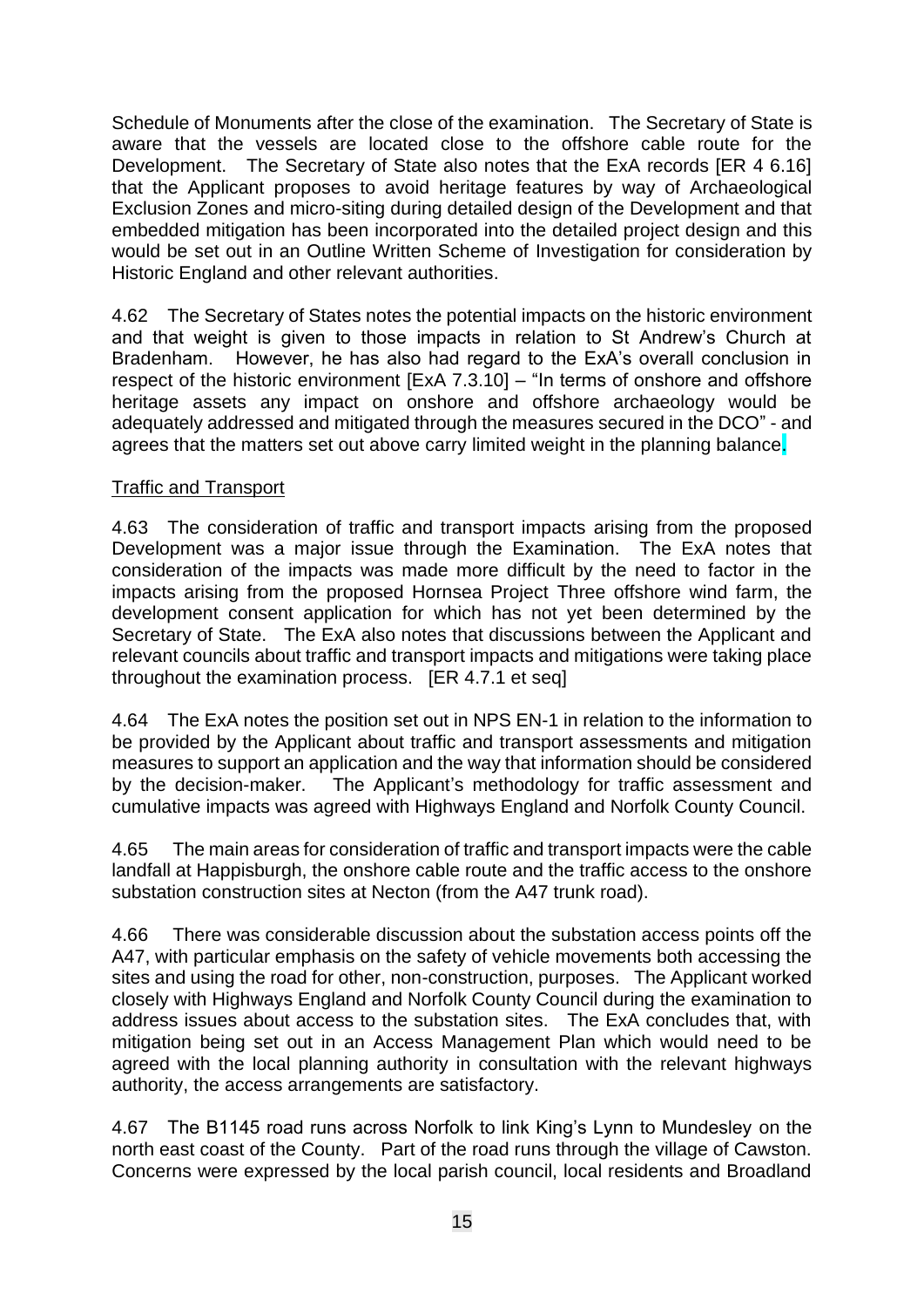Schedule of Monuments after the close of the examination. The Secretary of State is aware that the vessels are located close to the offshore cable route for the Development. The Secretary of State also notes that the ExA records [ER 4 6.16] that the Applicant proposes to avoid heritage features by way of Archaeological Exclusion Zones and micro-siting during detailed design of the Development and that embedded mitigation has been incorporated into the detailed project design and this would be set out in an Outline Written Scheme of Investigation for consideration by Historic England and other relevant authorities.

4.62 The Secretary of States notes the potential impacts on the historic environment and that weight is given to those impacts in relation to St Andrew's Church at Bradenham. However, he has also had regard to the ExA's overall conclusion in respect of the historic environment [ExA 7.3.10] – "In terms of onshore and offshore heritage assets any impact on onshore and offshore archaeology would be adequately addressed and mitigated through the measures secured in the DCO" - and agrees that the matters set out above carry limited weight in the planning balance.

Traffic and Transport

4.63 The consideration of traffic and transport impacts arising from the proposed Development was a major issue through the Examination. The ExA notes that consideration of the impacts was made more difficult by the need to factor in the impacts arising from the proposed Hornsea Project Three offshore wind farm, the development consent application for which has not yet been determined by the Secretary of State. The ExA also notes that discussions between the Applicant and relevant councils about traffic and transport impacts and mitigations were taking place throughout the examination process. [ER 4.7.1 et seq]

4.64 The ExA notes the position set out in NPS EN-1 in relation to the information to be provided by the Applicant about traffic and transport assessments and mitigation measures to support an application and the way that information should be considered by the decision-maker. The Applicant's methodology for traffic assessment and cumulative impacts was agreed with Highways England and Norfolk County Council.

4.65 The main areas for consideration of traffic and transport impacts were the cable landfall at Happisburgh, the onshore cable route and the traffic access to the onshore substation construction sites at Necton (from the A47 trunk road).

4.66 There was considerable discussion about the substation access points off the A47, with particular emphasis on the safety of vehicle movements both accessing the sites and using the road for other, non-construction, purposes. The Applicant worked closely with Highways England and Norfolk County Council during the examination to address issues about access to the substation sites. The ExA concludes that, with mitigation being set out in an Access Management Plan which would need to be agreed with the local planning authority in consultation with the relevant highways authority, the access arrangements are satisfactory.

4.67 The B1145 road runs across Norfolk to link King's Lynn to Mundesley on the north east coast of the County. Part of the road runs through the village of Cawston. Concerns were expressed by the local parish council, local residents and Broadland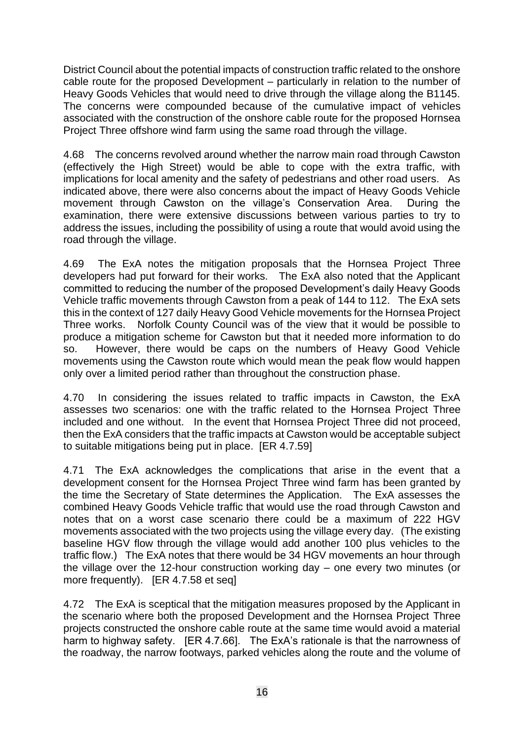District Council about the potential impacts of construction traffic related to the onshore cable route for the proposed Development – particularly in relation to the number of Heavy Goods Vehicles that would need to drive through the village along the B1145. The concerns were compounded because of the cumulative impact of vehicles associated with the construction of the onshore cable route for the proposed Hornsea Project Three offshore wind farm using the same road through the village.

4.68 The concerns revolved around whether the narrow main road through Cawston (effectively the High Street) would be able to cope with the extra traffic, with implications for local amenity and the safety of pedestrians and other road users. As indicated above, there were also concerns about the impact of Heavy Goods Vehicle movement through Cawston on the village's Conservation Area. During the examination, there were extensive discussions between various parties to try to address the issues, including the possibility of using a route that would avoid using the road through the village.

4.69 The ExA notes the mitigation proposals that the Hornsea Project Three developers had put forward for their works. The ExA also noted that the Applicant committed to reducing the number of the proposed Development's daily Heavy Goods Vehicle traffic movements through Cawston from a peak of 144 to 112. The ExA sets this in the context of 127 daily Heavy Good Vehicle movements for the Hornsea Project Three works. Norfolk County Council was of the view that it would be possible to produce a mitigation scheme for Cawston but that it needed more information to do so. However, there would be caps on the numbers of Heavy Good Vehicle movements using the Cawston route which would mean the peak flow would happen only over a limited period rather than throughout the construction phase.

4.70 In considering the issues related to traffic impacts in Cawston, the ExA assesses two scenarios: one with the traffic related to the Hornsea Project Three included and one without. In the event that Hornsea Project Three did not proceed, then the ExA considers that the traffic impacts at Cawston would be acceptable subject to suitable mitigations being put in place. [ER 4.7.59]

4.71 The ExA acknowledges the complications that arise in the event that a development consent for the Hornsea Project Three wind farm has been granted by the time the Secretary of State determines the Application. The ExA assesses the combined Heavy Goods Vehicle traffic that would use the road through Cawston and notes that on a worst case scenario there could be a maximum of 222 HGV movements associated with the two projects using the village every day. (The existing baseline HGV flow through the village would add another 100 plus vehicles to the traffic flow.) The ExA notes that there would be 34 HGV movements an hour through the village over the 12-hour construction working day – one every two minutes (or more frequently). [ER 4.7.58 et seq]

4.72 The ExA is sceptical that the mitigation measures proposed by the Applicant in the scenario where both the proposed Development and the Hornsea Project Three projects constructed the onshore cable route at the same time would avoid a material harm to highway safety. [ER 4.7.66]. The ExA's rationale is that the narrowness of the roadway, the narrow footways, parked vehicles along the route and the volume of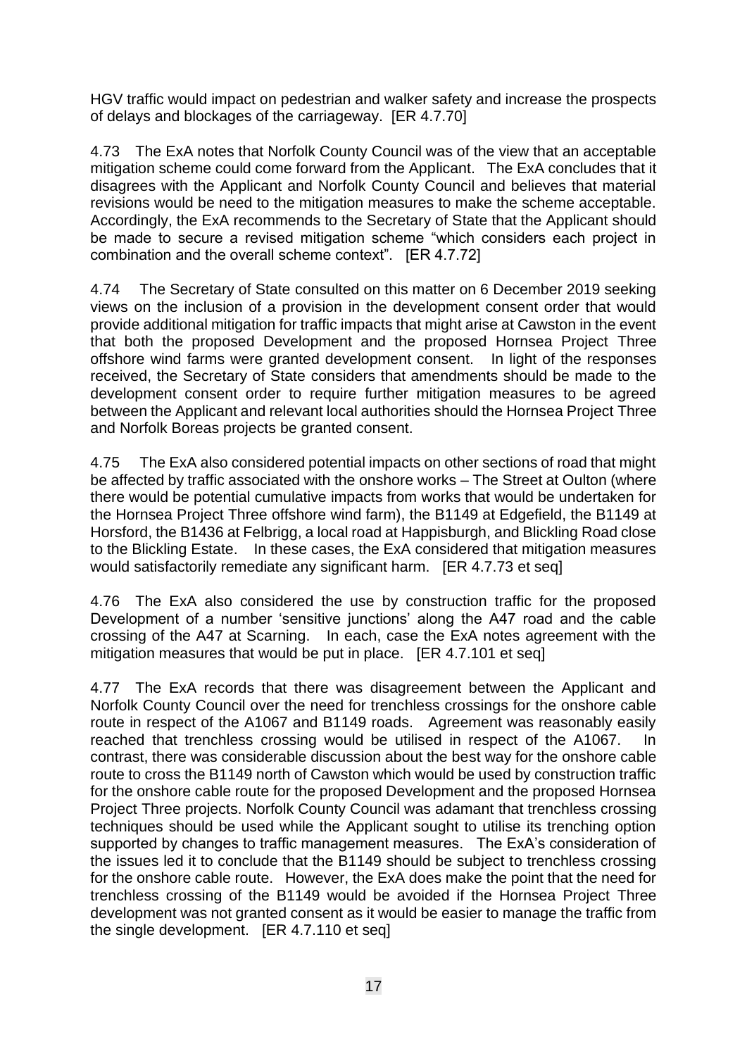HGV traffic would impact on pedestrian and walker safety and increase the prospects of delays and blockages of the carriageway. [ER 4.7.70]

4.73 The ExA notes that Norfolk County Council was of the view that an acceptable mitigation scheme could come forward from the Applicant. The ExA concludes that it disagrees with the Applicant and Norfolk County Council and believes that material revisions would be need to the mitigation measures to make the scheme acceptable. Accordingly, the ExA recommends to the Secretary of State that the Applicant should be made to secure a revised mitigation scheme "which considers each project in combination and the overall scheme context". [ER 4.7.72]

4.74 The Secretary of State consulted on this matter on 6 December 2019 seeking views on the inclusion of a provision in the development consent order that would provide additional mitigation for traffic impacts that might arise at Cawston in the event that both the proposed Development and the proposed Hornsea Project Three offshore wind farms were granted development consent. In light of the responses received, the Secretary of State considers that amendments should be made to the development consent order to require further mitigation measures to be agreed between the Applicant and relevant local authorities should the Hornsea Project Three and Norfolk Boreas projects be granted consent.

4.75 The ExA also considered potential impacts on other sections of road that might be affected by traffic associated with the onshore works – The Street at Oulton (where there would be potential cumulative impacts from works that would be undertaken for the Hornsea Project Three offshore wind farm), the B1149 at Edgefield, the B1149 at Horsford, the B1436 at Felbrigg, a local road at Happisburgh, and Blickling Road close to the Blickling Estate. In these cases, the ExA considered that mitigation measures would satisfactorily remediate any significant harm. [ER 4.7.73 et seq]

4.76 The ExA also considered the use by construction traffic for the proposed Development of a number 'sensitive junctions' along the A47 road and the cable crossing of the A47 at Scarning. In each, case the ExA notes agreement with the mitigation measures that would be put in place. [ER 4.7.101 et seq]

4.77 The ExA records that there was disagreement between the Applicant and Norfolk County Council over the need for trenchless crossings for the onshore cable route in respect of the A1067 and B1149 roads. Agreement was reasonably easily reached that trenchless crossing would be utilised in respect of the A1067. In contrast, there was considerable discussion about the best way for the onshore cable route to cross the B1149 north of Cawston which would be used by construction traffic for the onshore cable route for the proposed Development and the proposed Hornsea Project Three projects. Norfolk County Council was adamant that trenchless crossing techniques should be used while the Applicant sought to utilise its trenching option supported by changes to traffic management measures. The ExA's consideration of the issues led it to conclude that the B1149 should be subject to trenchless crossing for the onshore cable route. However, the ExA does make the point that the need for trenchless crossing of the B1149 would be avoided if the Hornsea Project Three development was not granted consent as it would be easier to manage the traffic from the single development. [ER 4.7.110 et seq]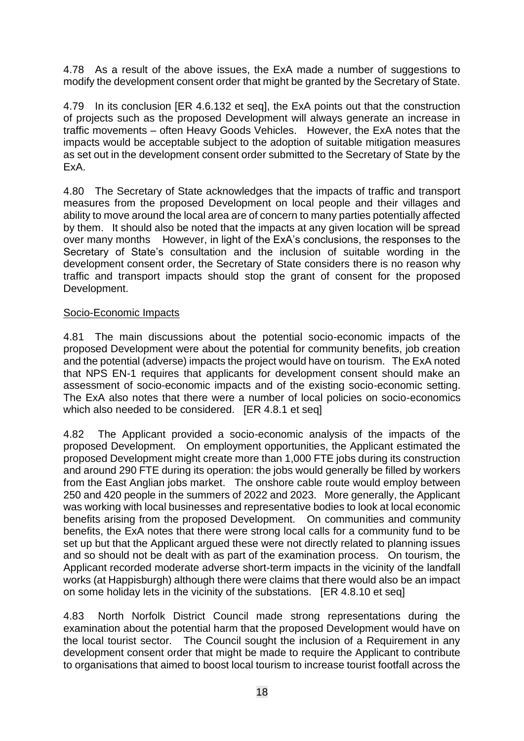4.78 As a result of the above issues, the ExA made a number of suggestions to modify the development consent order that might be granted by the Secretary of State.

4.79 In its conclusion [ER 4.6.132 et seq], the ExA points out that the construction of projects such as the proposed Development will always generate an increase in traffic movements – often Heavy Goods Vehicles. However, the ExA notes that the impacts would be acceptable subject to the adoption of suitable mitigation measures as set out in the development consent order submitted to the Secretary of State by the ExA.

4.80 The Secretary of State acknowledges that the impacts of traffic and transport measures from the proposed Development on local people and their villages and ability to move around the local area are of concern to many parties potentially affected by them. It should also be noted that the impacts at any given location will be spread over many months However, in light of the ExA's conclusions, the responses to the Secretary of State's consultation and the inclusion of suitable wording in the development consent order, the Secretary of State considers there is no reason why traffic and transport impacts should stop the grant of consent for the proposed Development.

Socio-Economic Impacts

4.81 The main discussions about the potential socio-economic impacts of the proposed Development were about the potential for community benefits, job creation and the potential (adverse) impacts the project would have on tourism. The ExA noted that NPS EN-1 requires that applicants for development consent should make an assessment of socio-economic impacts and of the existing socio-economic setting. The ExA also notes that there were a number of local policies on socio-economics which also needed to be considered. [ER 4.8.1 et seq]

4.82 The Applicant provided a socio-economic analysis of the impacts of the proposed Development. On employment opportunities, the Applicant estimated the proposed Development might create more than 1,000 FTE jobs during its construction and around 290 FTE during its operation: the jobs would generally be filled by workers from the East Anglian jobs market. The onshore cable route would employ between 250 and 420 people in the summers of 2022 and 2023. More generally, the Applicant was working with local businesses and representative bodies to look at local economic benefits arising from the proposed Development. On communities and community benefits, the ExA notes that there were strong local calls for a community fund to be set up but that the Applicant argued these were not directly related to planning issues and so should not be dealt with as part of the examination process. On tourism, the Applicant recorded moderate adverse short-term impacts in the vicinity of the landfall works (at Happisburgh) although there were claims that there would also be an impact on some holiday lets in the vicinity of the substations. [ER 4.8.10 et seq]

4.83 North Norfolk District Council made strong representations during the examination about the potential harm that the proposed Development would have on the local tourist sector. The Council sought the inclusion of a Requirement in any development consent order that might be made to require the Applicant to contribute to organisations that aimed to boost local tourism to increase tourist footfall across the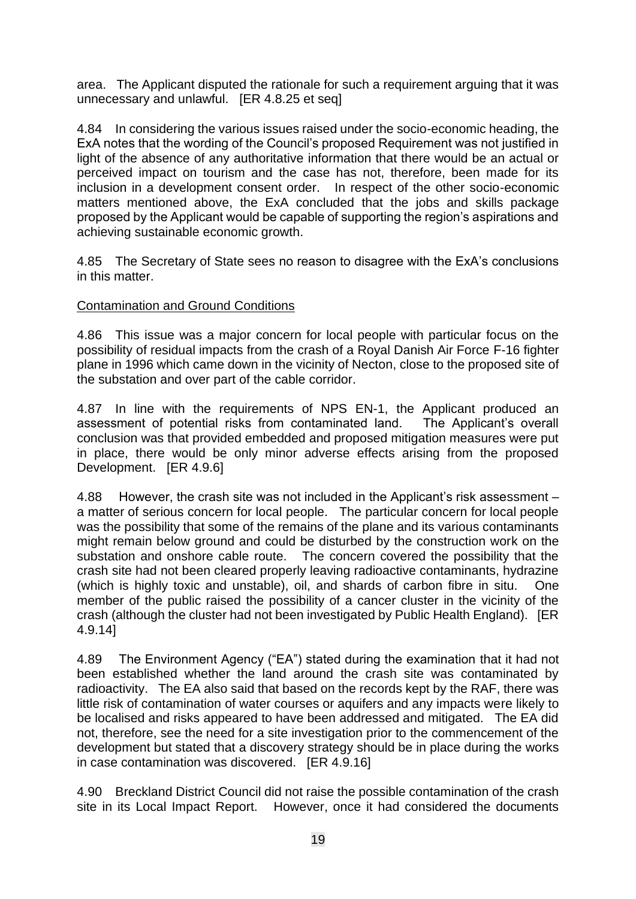area. The Applicant disputed the rationale for such a requirement arguing that it was unnecessary and unlawful. [ER 4.8.25 et seq]

4.84 In considering the various issues raised under the socio-economic heading, the ExA notes that the wording of the Council's proposed Requirement was not justified in light of the absence of any authoritative information that there would be an actual or perceived impact on tourism and the case has not, therefore, been made for its inclusion in a development consent order. In respect of the other socio-economic matters mentioned above, the ExA concluded that the jobs and skills package proposed by the Applicant would be capable of supporting the region's aspirations and achieving sustainable economic growth.

4.85 The Secretary of State sees no reason to disagree with the ExA's conclusions in this matter.

## Contamination and Ground Conditions

4.86 This issue was a major concern for local people with particular focus on the possibility of residual impacts from the crash of a Royal Danish Air Force F-16 fighter plane in 1996 which came down in the vicinity of Necton, close to the proposed site of the substation and over part of the cable corridor.

4.87 In line with the requirements of NPS EN-1, the Applicant produced an assessment of potential risks from contaminated land. The Applicant's overall conclusion was that provided embedded and proposed mitigation measures were put in place, there would be only minor adverse effects arising from the proposed Development. [ER 4.9.6]

4.88 However, the crash site was not included in the Applicant's risk assessment – a matter of serious concern for local people. The particular concern for local people was the possibility that some of the remains of the plane and its various contaminants might remain below ground and could be disturbed by the construction work on the substation and onshore cable route. The concern covered the possibility that the crash site had not been cleared properly leaving radioactive contaminants, hydrazine (which is highly toxic and unstable), oil, and shards of carbon fibre in situ. One member of the public raised the possibility of a cancer cluster in the vicinity of the crash (although the cluster had not been investigated by Public Health England). [ER 4.9.14]

4.89 The Environment Agency ("EA") stated during the examination that it had not been established whether the land around the crash site was contaminated by radioactivity. The EA also said that based on the records kept by the RAF, there was little risk of contamination of water courses or aquifers and any impacts were likely to be localised and risks appeared to have been addressed and mitigated. The EA did not, therefore, see the need for a site investigation prior to the commencement of the development but stated that a discovery strategy should be in place during the works in case contamination was discovered. [ER 4.9.16]

4.90 Breckland District Council did not raise the possible contamination of the crash site in its Local Impact Report. However, once it had considered the documents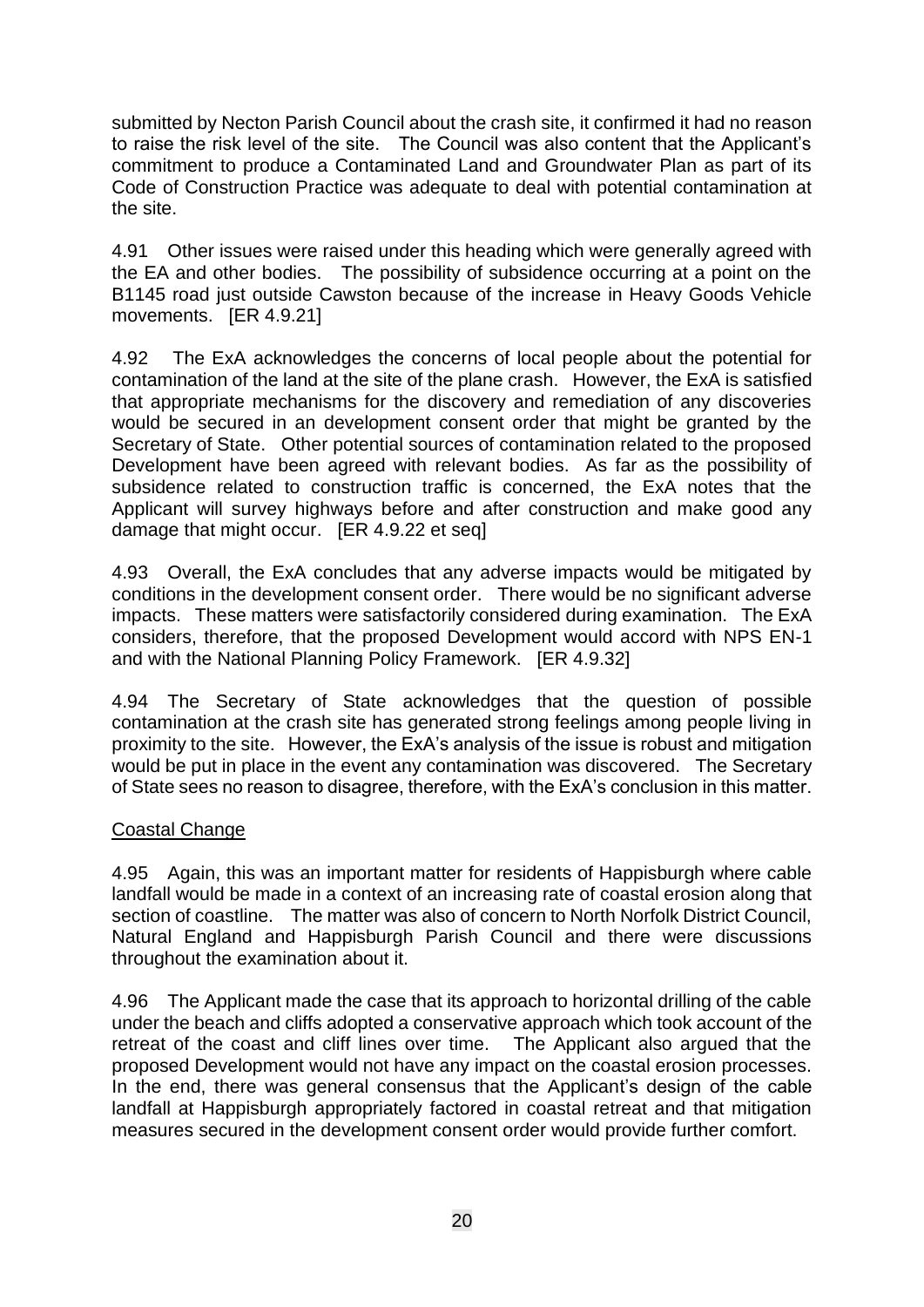submitted by Necton Parish Council about the crash site, it confirmed it had no reason to raise the risk level of the site. The Council was also content that the Applicant's commitment to produce a Contaminated Land and Groundwater Plan as part of its Code of Construction Practice was adequate to deal with potential contamination at the site.

4.91 Other issues were raised under this heading which were generally agreed with the EA and other bodies. The possibility of subsidence occurring at a point on the B1145 road just outside Cawston because of the increase in Heavy Goods Vehicle movements. [ER 4.9.21]

4.92 The ExA acknowledges the concerns of local people about the potential for contamination of the land at the site of the plane crash. However, the ExA is satisfied that appropriate mechanisms for the discovery and remediation of any discoveries would be secured in an development consent order that might be granted by the Secretary of State. Other potential sources of contamination related to the proposed Development have been agreed with relevant bodies. As far as the possibility of subsidence related to construction traffic is concerned, the ExA notes that the Applicant will survey highways before and after construction and make good any damage that might occur. [ER 4.9.22 et seq]

4.93 Overall, the ExA concludes that any adverse impacts would be mitigated by conditions in the development consent order. There would be no significant adverse impacts. These matters were satisfactorily considered during examination. The ExA considers, therefore, that the proposed Development would accord with NPS EN-1 and with the National Planning Policy Framework. [ER 4.9.32]

4.94 The Secretary of State acknowledges that the question of possible contamination at the crash site has generated strong feelings among people living in proximity to the site. However, the ExA's analysis of the issue is robust and mitigation would be put in place in the event any contamination was discovered. The Secretary of State sees no reason to disagree, therefore, with the ExA's conclusion in this matter.

## Coastal Change

4.95 Again, this was an important matter for residents of Happisburgh where cable landfall would be made in a context of an increasing rate of coastal erosion along that section of coastline. The matter was also of concern to North Norfolk District Council, Natural England and Happisburgh Parish Council and there were discussions throughout the examination about it.

4.96 The Applicant made the case that its approach to horizontal drilling of the cable under the beach and cliffs adopted a conservative approach which took account of the retreat of the coast and cliff lines over time. The Applicant also argued that the proposed Development would not have any impact on the coastal erosion processes. In the end, there was general consensus that the Applicant's design of the cable landfall at Happisburgh appropriately factored in coastal retreat and that mitigation measures secured in the development consent order would provide further comfort.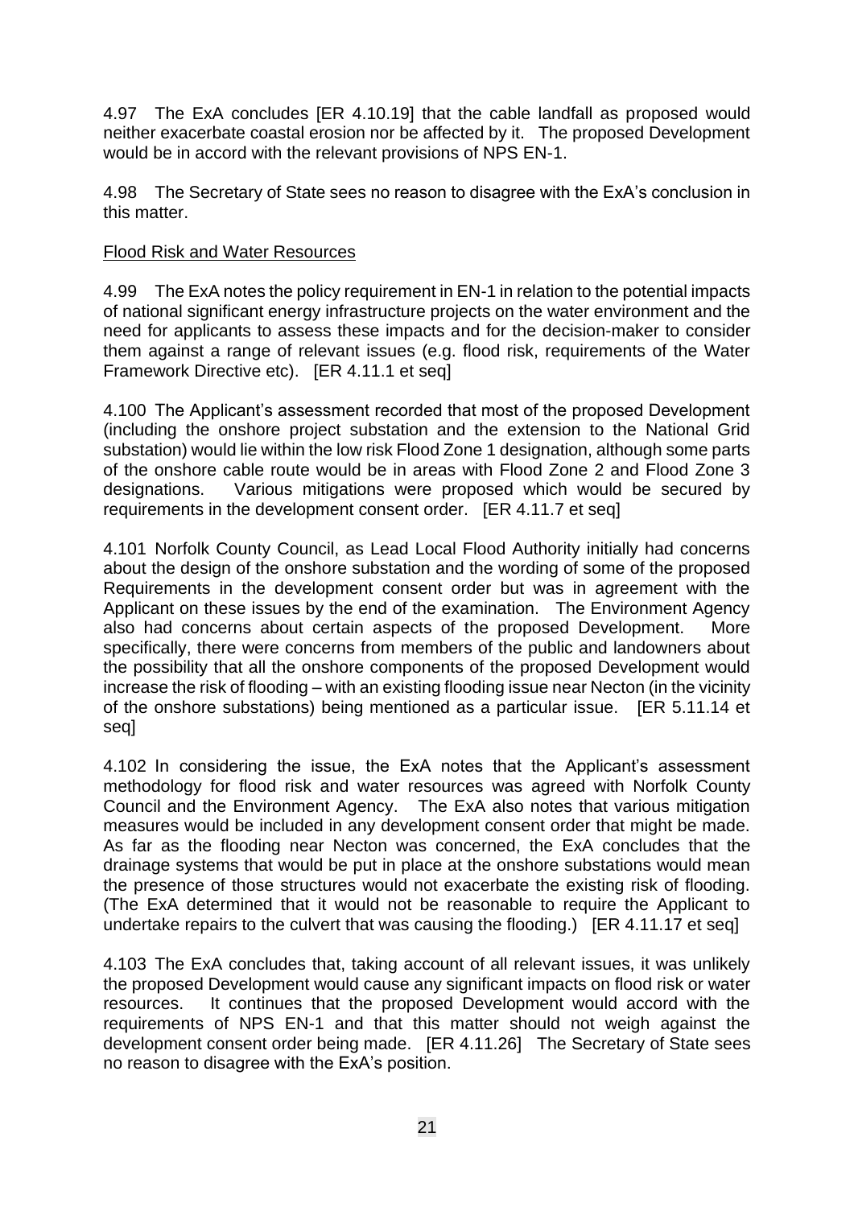4.97 The ExA concludes [ER 4.10.19] that the cable landfall as proposed would neither exacerbate coastal erosion nor be affected by it. The proposed Development would be in accord with the relevant provisions of NPS EN-1.

4.98 The Secretary of State sees no reason to disagree with the ExA's conclusion in this matter.

Flood Risk and Water Resources

4.99 The ExA notes the policy requirement in EN-1 in relation to the potential impacts of national significant energy infrastructure projects on the water environment and the need for applicants to assess these impacts and for the decision-maker to consider them against a range of relevant issues (e.g. flood risk, requirements of the Water Framework Directive etc). [ER 4.11.1 et seq]

4.100 The Applicant's assessment recorded that most of the proposed Development (including the onshore project substation and the extension to the National Grid substation) would lie within the low risk Flood Zone 1 designation, although some parts of the onshore cable route would be in areas with Flood Zone 2 and Flood Zone 3 designations. Various mitigations were proposed which would be secured by requirements in the development consent order. [ER 4.11.7 et seq]

4.101 Norfolk County Council, as Lead Local Flood Authority initially had concerns about the design of the onshore substation and the wording of some of the proposed Requirements in the development consent order but was in agreement with the Applicant on these issues by the end of the examination. The Environment Agency also had concerns about certain aspects of the proposed Development. More specifically, there were concerns from members of the public and landowners about the possibility that all the onshore components of the proposed Development would increase the risk of flooding – with an existing flooding issue near Necton (in the vicinity of the onshore substations) being mentioned as a particular issue. [ER 5.11.14 et seq]

4.102 In considering the issue, the ExA notes that the Applicant's assessment methodology for flood risk and water resources was agreed with Norfolk County Council and the Environment Agency. The ExA also notes that various mitigation measures would be included in any development consent order that might be made. As far as the flooding near Necton was concerned, the ExA concludes that the drainage systems that would be put in place at the onshore substations would mean the presence of those structures would not exacerbate the existing risk of flooding. (The ExA determined that it would not be reasonable to require the Applicant to undertake repairs to the culvert that was causing the flooding.) [ER 4.11.17 et seq]

4.103 The ExA concludes that, taking account of all relevant issues, it was unlikely the proposed Development would cause any significant impacts on flood risk or water resources. It continues that the proposed Development would accord with the requirements of NPS EN-1 and that this matter should not weigh against the development consent order being made. [ER 4.11.26] The Secretary of State sees no reason to disagree with the ExA's position.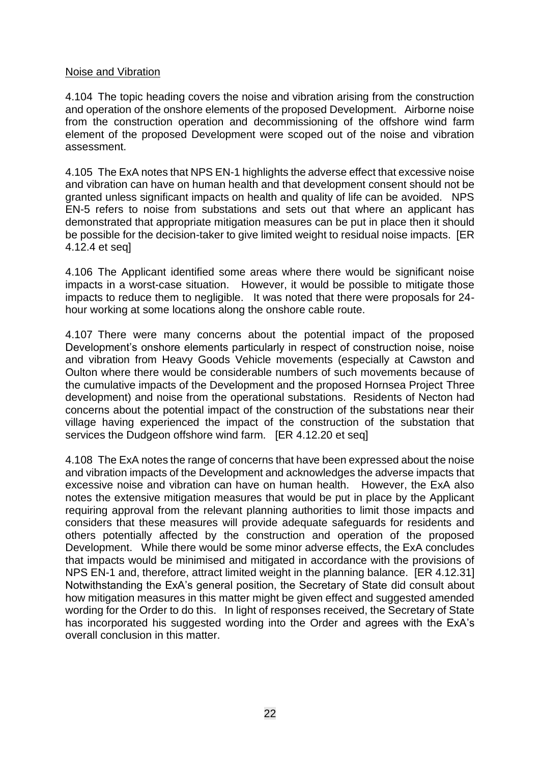Noise and Vibration

4.104 The topic heading covers the noise and vibration arising from the construction and operation of the onshore elements of the proposed Development. Airborne noise from the construction operation and decommissioning of the offshore wind farm element of the proposed Development were scoped out of the noise and vibration assessment.

4.105 The ExA notes that NPS EN-1 highlights the adverse effect that excessive noise and vibration can have on human health and that development consent should not be granted unless significant impacts on health and quality of life can be avoided. NPS EN-5 refers to noise from substations and sets out that where an applicant has demonstrated that appropriate mitigation measures can be put in place then it should be possible for the decision-taker to give limited weight to residual noise impacts. [ER 4.12.4 et seq]

4.106 The Applicant identified some areas where there would be significant noise impacts in a worst-case situation. However, it would be possible to mitigate those impacts to reduce them to negligible. It was noted that there were proposals for 24-hour working at some locations along the onshore cable route.

4.107 There were many concerns about the potential impact of the proposed Development's onshore elements particularly in respect of construction noise, noise and vibration from Heavy Goods Vehicle movements (especially at Cawston and Oulton where there would be considerable numbers of such movements because of the cumulative impacts of the Development and the proposed Hornsea Project Three development) and noise from the operational substations. Residents of Necton had concerns about the potential impact of the construction of the substations near their village having experienced the impact of the construction of the substation that services the Dudgeon offshore wind farm. [ER 4.12.20 et seq]

4.108 The ExA notes the range of concerns that have been expressed about the noise and vibration impacts of the Development and acknowledges the adverse impacts that excessive noise and vibration can have on human health. However, the ExA also notes the extensive mitigation measures that would be put in place by the Applicant requiring approval from the relevant planning authorities to limit those impacts and considers that these measures will provide adequate safeguards for residents and others potentially affected by the construction and operation of the proposed Development. While there would be some minor adverse effects, the ExA concludes that impacts would be minimised and mitigated in accordance with the provisions of NPS EN-1 and, therefore, attract limited weight in the planning balance. [ER 4.12.31] Notwithstanding the ExA's general position, the Secretary of State did consult about how mitigation measures in this matter might be given effect and suggested amended wording for the Order to do this. In light of responses received, the Secretary of State has incorporated his suggested wording into the Order and agrees with the ExA's overall conclusion in this matter.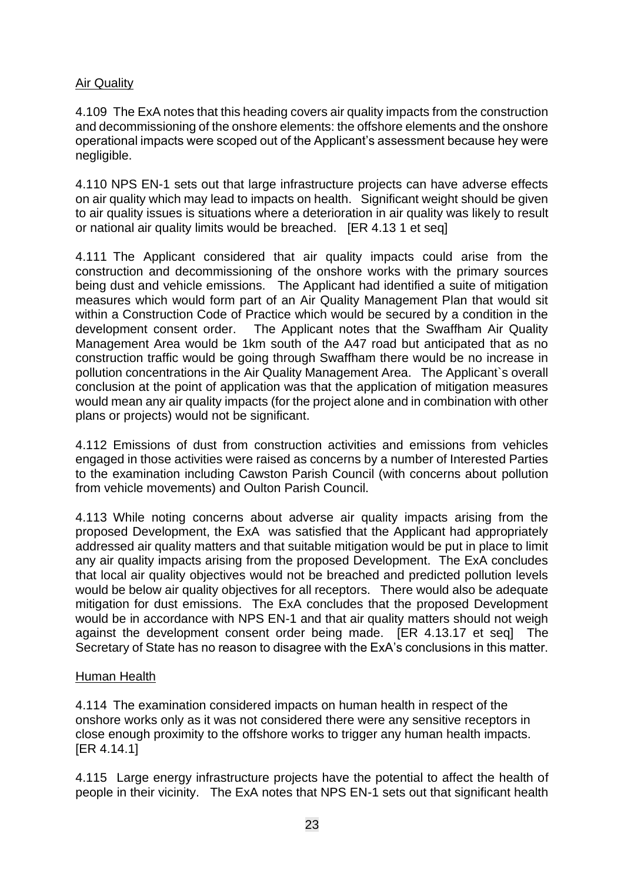Air Quality

4.109 The ExA notes that this heading covers air quality impacts from the construction and decommissioning of the onshore elements: the offshore elements and the onshore operational impacts were scoped out of the Applicant's assessment because hey were negligible.

4.110 NPS EN-1 sets out that large infrastructure projects can have adverse effects on air quality which may lead to impacts on health. Significant weight should be given to air quality issues is situations where a deterioration in air quality was likely to result or national air quality limits would be breached. [ER 4.13 1 et seq]

4.111 The Applicant considered that air quality impacts could arise from the construction and decommissioning of the onshore works with the primary sources being dust and vehicle emissions. The Applicant had identified a suite of mitigation measures which would form part of an Air Quality Management Plan that would sit within a Construction Code of Practice which would be secured by a condition in the development consent order. The Applicant notes that the Swaffham Air Quality Management Area would be 1km south of the A47 road but anticipated that as no construction traffic would be going through Swaffham there would be no increase in pollution concentrations in the Air Quality Management Area. The Applicant`s overall conclusion at the point of application was that the application of mitigation measures would mean any air quality impacts (for the project alone and in combination with other plans or projects) would not be significant.

4.112 Emissions of dust from construction activities and emissions from vehicles engaged in those activities were raised as concerns by a number of Interested Parties to the examination including Cawston Parish Council (with concerns about pollution from vehicle movements) and Oulton Parish Council.

4.113 While noting concerns about adverse air quality impacts arising from the proposed Development, the ExA was satisfied that the Applicant had appropriately addressed air quality matters and that suitable mitigation would be put in place to limit any air quality impacts arising from the proposed Development. The ExA concludes that local air quality objectives would not be breached and predicted pollution levels would be below air quality objectives for all receptors. There would also be adequate mitigation for dust emissions. The ExA concludes that the proposed Development would be in accordance with NPS EN-1 and that air quality matters should not weigh against the development consent order being made. [ER 4.13.17 et seq] The Secretary of State has no reason to disagree with the ExA's conclusions in this matter.

Human Health

4.114 The examination considered impacts on human health in respect of the onshore works only as it was not considered there were any sensitive receptors in close enough proximity to the offshore works to trigger any human health impacts. [ER 4.14.1]

4.115 Large energy infrastructure projects have the potential to affect the health of people in their vicinity. The ExA notes that NPS EN-1 sets out that significant health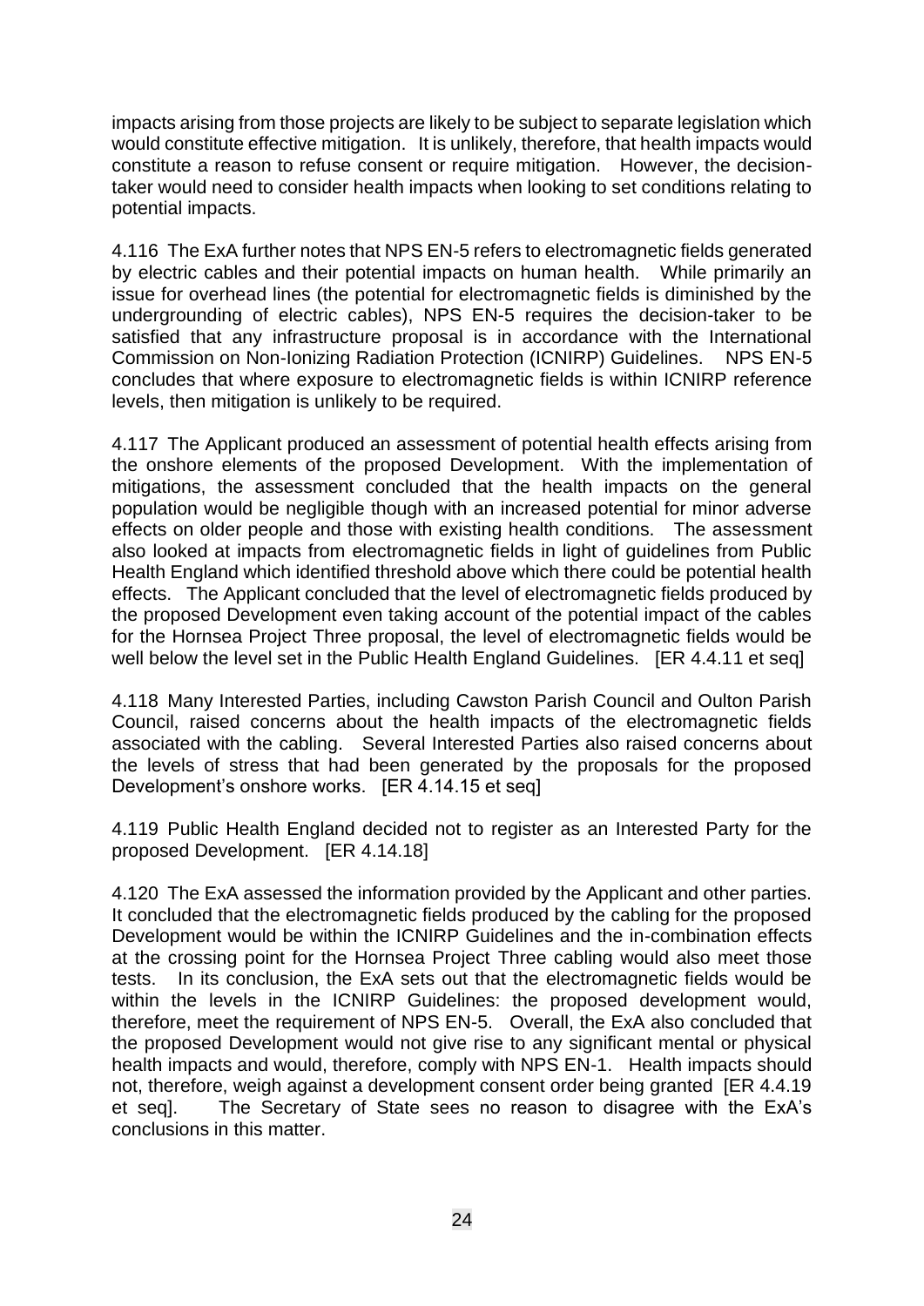impacts arising from those projects are likely to be subject to separate legislation which would constitute effective mitigation. It is unlikely, therefore, that health impacts would constitute a reason to refuse consent or require mitigation. However, the decision-taker would need to consider health impacts when looking to set conditions relating to potential impacts.

4.116 The ExA further notes that NPS EN-5 refers to electromagnetic fields generated by electric cables and their potential impacts on human health. While primarily an issue for overhead lines (the potential for electromagnetic fields is diminished by the undergrounding of electric cables), NPS EN-5 requires the decision-taker to be satisfied that any infrastructure proposal is in accordance with the International Commission on Non-Ionizing Radiation Protection (ICNIRP) Guidelines. NPS EN-5 concludes that where exposure to electromagnetic fields is within ICNIRP reference levels, then mitigation is unlikely to be required.

4.117 The Applicant produced an assessment of potential health effects arising from the onshore elements of the proposed Development. With the implementation of mitigations, the assessment concluded that the health impacts on the general population would be negligible though with an increased potential for minor adverse effects on older people and those with existing health conditions. The assessment also looked at impacts from electromagnetic fields in light of guidelines from Public Health England which identified threshold above which there could be potential health effects. The Applicant concluded that the level of electromagnetic fields produced by the proposed Development even taking account of the potential impact of the cables for the Hornsea Project Three proposal, the level of electromagnetic fields would be well below the level set in the Public Health England Guidelines. [ER 4.4.11 et seq]

4.118 Many Interested Parties, including Cawston Parish Council and Oulton Parish Council, raised concerns about the health impacts of the electromagnetic fields associated with the cabling. Several Interested Parties also raised concerns about the levels of stress that had been generated by the proposals for the proposed Development's onshore works. [ER 4.14.15 et seq]

4.119 Public Health England decided not to register as an Interested Party for the proposed Development. [ER 4.14.18]

4.120 The ExA assessed the information provided by the Applicant and other parties. It concluded that the electromagnetic fields produced by the cabling for the proposed Development would be within the ICNIRP Guidelines and the in-combination effects at the crossing point for the Hornsea Project Three cabling would also meet those tests. In its conclusion, the ExA sets out that the electromagnetic fields would be within the levels in the ICNIRP Guidelines: the proposed development would, therefore, meet the requirement of NPS EN-5. Overall, the ExA also concluded that the proposed Development would not give rise to any significant mental or physical health impacts and would, therefore, comply with NPS EN-1. Health impacts should not, therefore, weigh against a development consent order being granted [ER 4.4.19 et seq]. The Secretary of State sees no reason to disagree with the ExA's conclusions in this matter.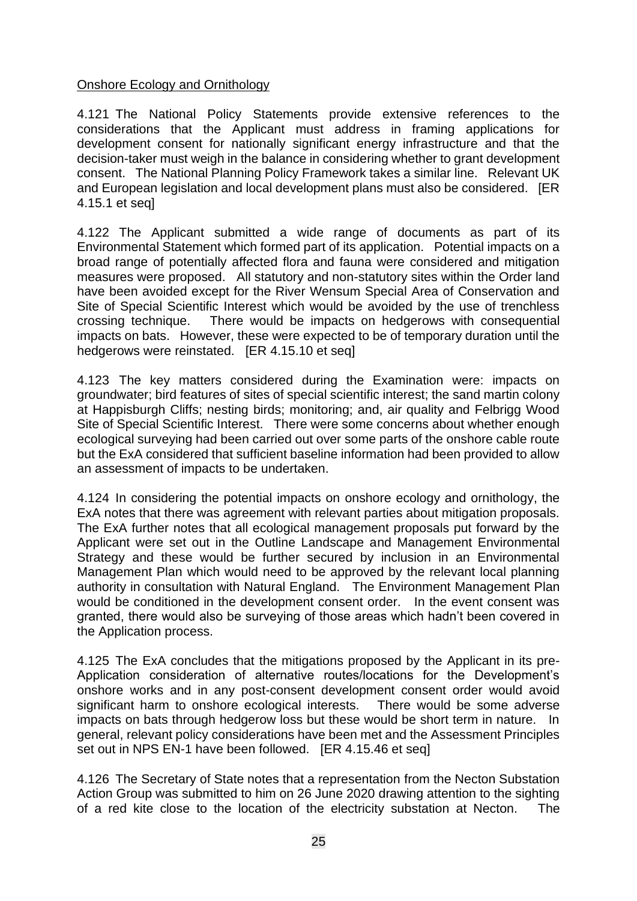Onshore Ecology and Ornithology

4.121 The National Policy Statements provide extensive references to the considerations that the Applicant must address in framing applications for development consent for nationally significant energy infrastructure and that the decision-taker must weigh in the balance in considering whether to grant development consent. The National Planning Policy Framework takes a similar line. Relevant UK and European legislation and local development plans must also be considered. [ER 4.15.1 et seq]

4.122 The Applicant submitted a wide range of documents as part of its Environmental Statement which formed part of its application. Potential impacts on a broad range of potentially affected flora and fauna were considered and mitigation measures were proposed. All statutory and non-statutory sites within the Order land have been avoided except for the River Wensum Special Area of Conservation and Site of Special Scientific Interest which would be avoided by the use of trenchless crossing technique. There would be impacts on hedgerows with consequential impacts on bats. However, these were expected to be of temporary duration until the hedgerows were reinstated. [ER 4.15.10 et seq]

4.123 The key matters considered during the Examination were: impacts on groundwater; bird features of sites of special scientific interest; the sand martin colony at Happisburgh Cliffs; nesting birds; monitoring; and, air quality and Felbrigg Wood Site of Special Scientific Interest. There were some concerns about whether enough ecological surveying had been carried out over some parts of the onshore cable route but the ExA considered that sufficient baseline information had been provided to allow an assessment of impacts to be undertaken.

4.124 In considering the potential impacts on onshore ecology and ornithology, the ExA notes that there was agreement with relevant parties about mitigation proposals. The ExA further notes that all ecological management proposals put forward by the Applicant were set out in the Outline Landscape and Management Environmental Strategy and these would be further secured by inclusion in an Environmental Management Plan which would need to be approved by the relevant local planning authority in consultation with Natural England. The Environment Management Plan would be conditioned in the development consent order. In the event consent was granted, there would also be surveying of those areas which hadn't been covered in the Application process.

4.125 The ExA concludes that the mitigations proposed by the Applicant in its pre-Application consideration of alternative routes/locations for the Development's onshore works and in any post-consent development consent order would avoid significant harm to onshore ecological interests. There would be some adverse impacts on bats through hedgerow loss but these would be short term in nature. In general, relevant policy considerations have been met and the Assessment Principles set out in NPS EN-1 have been followed. [ER 4.15.46 et seq]

4.126 The Secretary of State notes that a representation from the Necton Substation Action Group was submitted to him on 26 June 2020 drawing attention to the sighting of a red kite close to the location of the electricity substation at Necton. The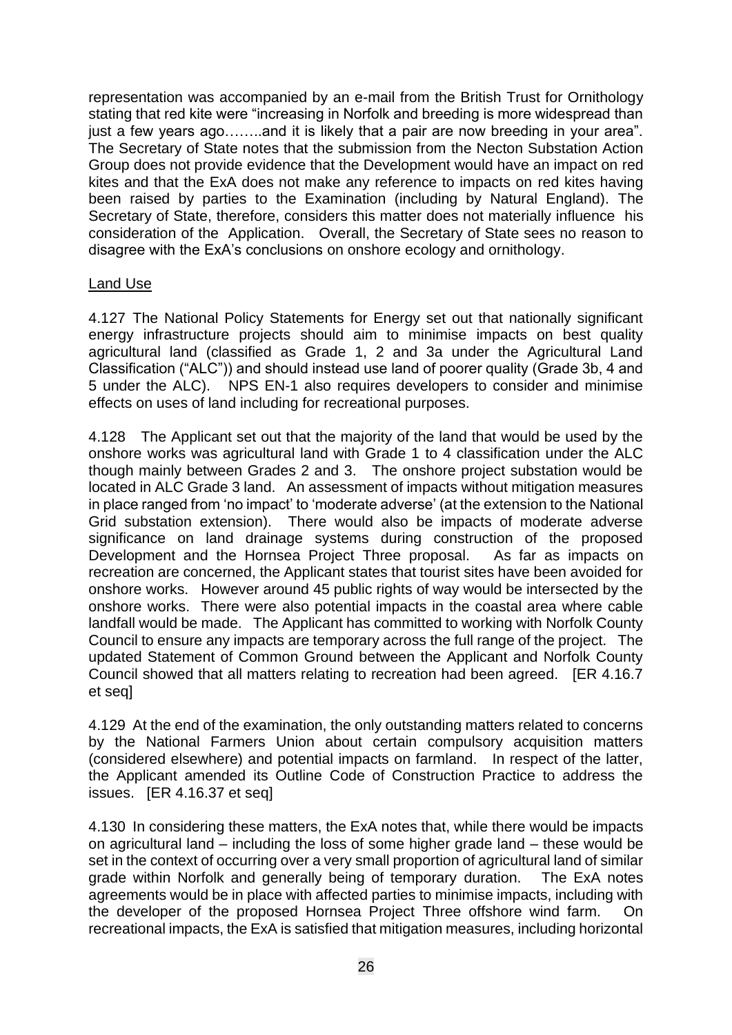representation was accompanied by an e-mail from the British Trust for Ornithology stating that red kite were "increasing in Norfolk and breeding is more widespread than just a few years ago……..and it is likely that a pair are now breeding in your area". The Secretary of State notes that the submission from the Necton Substation Action Group does not provide evidence that the Development would have an impact on red kites and that the ExA does not make any reference to impacts on red kites having been raised by parties to the Examination (including by Natural England). The Secretary of State, therefore, considers this matter does not materially influence his consideration of the Application. Overall, the Secretary of State sees no reason to disagree with the ExA's conclusions on onshore ecology and ornithology.

Land Use

4.127 The National Policy Statements for Energy set out that nationally significant energy infrastructure projects should aim to minimise impacts on best quality agricultural land (classified as Grade 1, 2 and 3a under the Agricultural Land Classification ("ALC")) and should instead use land of poorer quality (Grade 3b, 4 and 5 under the ALC). NPS EN-1 also requires developers to consider and minimise effects on uses of land including for recreational purposes.

4.128 The Applicant set out that the majority of the land that would be used by the onshore works was agricultural land with Grade 1 to 4 classification under the ALC though mainly between Grades 2 and 3. The onshore project substation would be located in ALC Grade 3 land. An assessment of impacts without mitigation measures in place ranged from 'no impact' to 'moderate adverse' (at the extension to the National Grid substation extension). There would also be impacts of moderate adverse significance on land drainage systems during construction of the proposed Development and the Hornsea Project Three proposal. As far as impacts on recreation are concerned, the Applicant states that tourist sites have been avoided for onshore works. However around 45 public rights of way would be intersected by the onshore works. There were also potential impacts in the coastal area where cable landfall would be made. The Applicant has committed to working with Norfolk County Council to ensure any impacts are temporary across the full range of the project. The updated Statement of Common Ground between the Applicant and Norfolk County Council showed that all matters relating to recreation had been agreed. [ER 4.16.7 et seq]

4.129 At the end of the examination, the only outstanding matters related to concerns by the National Farmers Union about certain compulsory acquisition matters (considered elsewhere) and potential impacts on farmland. In respect of the latter, the Applicant amended its Outline Code of Construction Practice to address the issues. [ER 4.16.37 et seq]

4.130 In considering these matters, the ExA notes that, while there would be impacts on agricultural land – including the loss of some higher grade land – these would be set in the context of occurring over a very small proportion of agricultural land of similar grade within Norfolk and generally being of temporary duration. The ExA notes agreements would be in place with affected parties to minimise impacts, including with the developer of the proposed Hornsea Project Three offshore wind farm. On recreational impacts, the ExA is satisfied that mitigation measures, including horizontal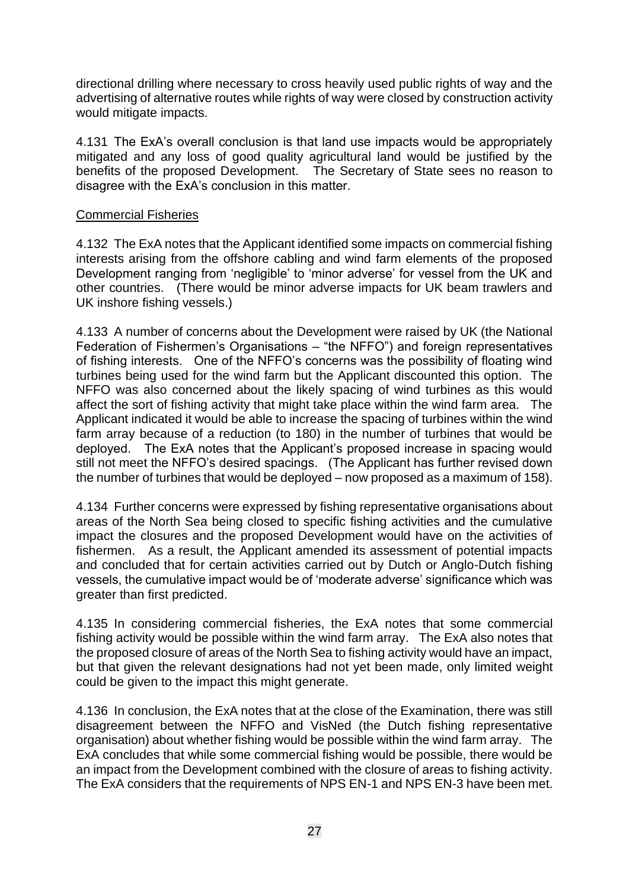directional drilling where necessary to cross heavily used public rights of way and the advertising of alternative routes while rights of way were closed by construction activity would mitigate impacts.

4.131 The ExA's overall conclusion is that land use impacts would be appropriately mitigated and any loss of good quality agricultural land would be justified by the benefits of the proposed Development. The Secretary of State sees no reason to disagree with the ExA's conclusion in this matter.

Commercial Fisheries

4.132 The ExA notes that the Applicant identified some impacts on commercial fishing interests arising from the offshore cabling and wind farm elements of the proposed Development ranging from 'negligible' to 'minor adverse' for vessel from the UK and other countries. (There would be minor adverse impacts for UK beam trawlers and UK inshore fishing vessels.)

4.133 A number of concerns about the Development were raised by UK (the National Federation of Fishermen's Organisations – "the NFFO") and foreign representatives of fishing interests. One of the NFFO's concerns was the possibility of floating wind turbines being used for the wind farm but the Applicant discounted this option. The NFFO was also concerned about the likely spacing of wind turbines as this would affect the sort of fishing activity that might take place within the wind farm area. The Applicant indicated it would be able to increase the spacing of turbines within the wind farm array because of a reduction (to 180) in the number of turbines that would be deployed. The ExA notes that the Applicant's proposed increase in spacing would still not meet the NFFO's desired spacings. (The Applicant has further revised down the number of turbines that would be deployed – now proposed as a maximum of 158).

4.134 Further concerns were expressed by fishing representative organisations about areas of the North Sea being closed to specific fishing activities and the cumulative impact the closures and the proposed Development would have on the activities of fishermen. As a result, the Applicant amended its assessment of potential impacts and concluded that for certain activities carried out by Dutch or Anglo-Dutch fishing vessels, the cumulative impact would be of 'moderate adverse' significance which was greater than first predicted.

4.135 In considering commercial fisheries, the ExA notes that some commercial fishing activity would be possible within the wind farm array. The ExA also notes that the proposed closure of areas of the North Sea to fishing activity would have an impact, but that given the relevant designations had not yet been made, only limited weight could be given to the impact this might generate.

4.136 In conclusion, the ExA notes that at the close of the Examination, there was still disagreement between the NFFO and VisNed (the Dutch fishing representative organisation) about whether fishing would be possible within the wind farm array. The ExA concludes that while some commercial fishing would be possible, there would be an impact from the Development combined with the closure of areas to fishing activity. The ExA considers that the requirements of NPS EN-1 and NPS EN-3 have been met.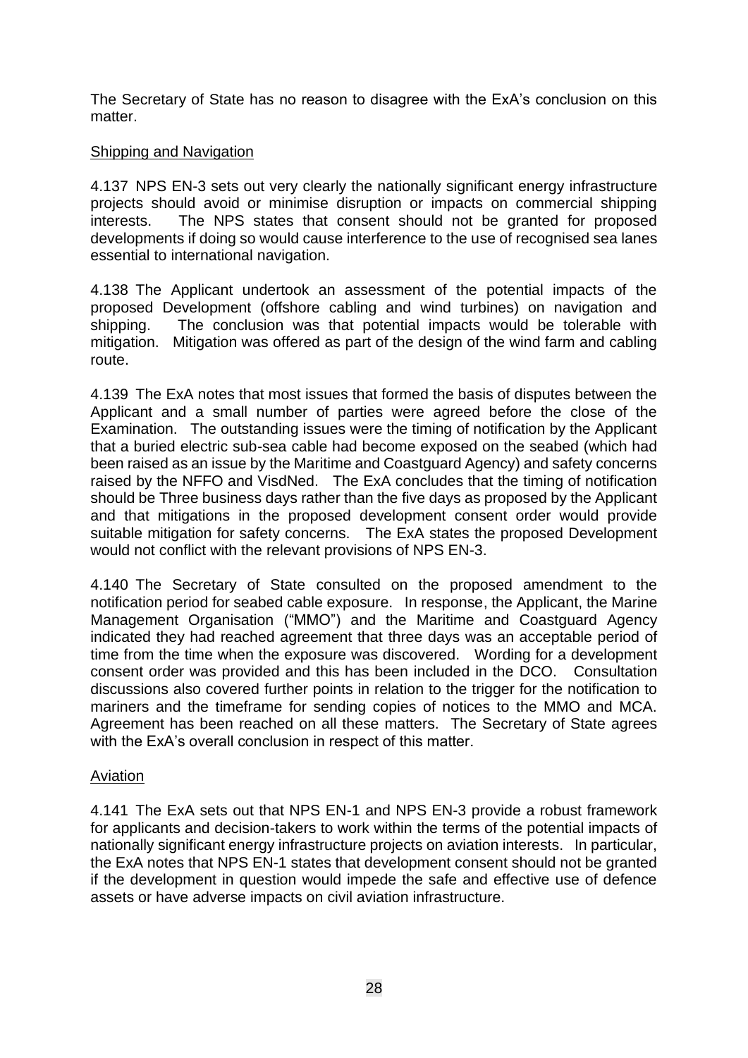The Secretary of State has no reason to disagree with the ExA's conclusion on this matter.

Shipping and Navigation

4.137 NPS EN-3 sets out very clearly the nationally significant energy infrastructure projects should avoid or minimise disruption or impacts on commercial shipping interests. The NPS states that consent should not be granted for proposed developments if doing so would cause interference to the use of recognised sea lanes essential to international navigation.

4.138 The Applicant undertook an assessment of the potential impacts of the proposed Development (offshore cabling and wind turbines) on navigation and shipping. The conclusion was that potential impacts would be tolerable with mitigation. Mitigation was offered as part of the design of the wind farm and cabling route.

4.139 The ExA notes that most issues that formed the basis of disputes between the Applicant and a small number of parties were agreed before the close of the Examination. The outstanding issues were the timing of notification by the Applicant that a buried electric sub-sea cable had become exposed on the seabed (which had been raised as an issue by the Maritime and Coastguard Agency) and safety concerns raised by the NFFO and VisdNed. The ExA concludes that the timing of notification should be Three business days rather than the five days as proposed by the Applicant and that mitigations in the proposed development consent order would provide suitable mitigation for safety concerns. The ExA states the proposed Development would not conflict with the relevant provisions of NPS EN-3.

4.140 The Secretary of State consulted on the proposed amendment to the notification period for seabed cable exposure. In response, the Applicant, the Marine Management Organisation ("MMO") and the Maritime and Coastguard Agency indicated they had reached agreement that three days was an acceptable period of time from the time when the exposure was discovered. Wording for a development consent order was provided and this has been included in the DCO. Consultation discussions also covered further points in relation to the trigger for the notification to mariners and the timeframe for sending copies of notices to the MMO and MCA. Agreement has been reached on all these matters. The Secretary of State agrees with the ExA's overall conclusion in respect of this matter.

Aviation

4.141 The ExA sets out that NPS EN-1 and NPS EN-3 provide a robust framework for applicants and decision-takers to work within the terms of the potential impacts of nationally significant energy infrastructure projects on aviation interests. In particular, the ExA notes that NPS EN-1 states that development consent should not be granted if the development in question would impede the safe and effective use of defence assets or have adverse impacts on civil aviation infrastructure.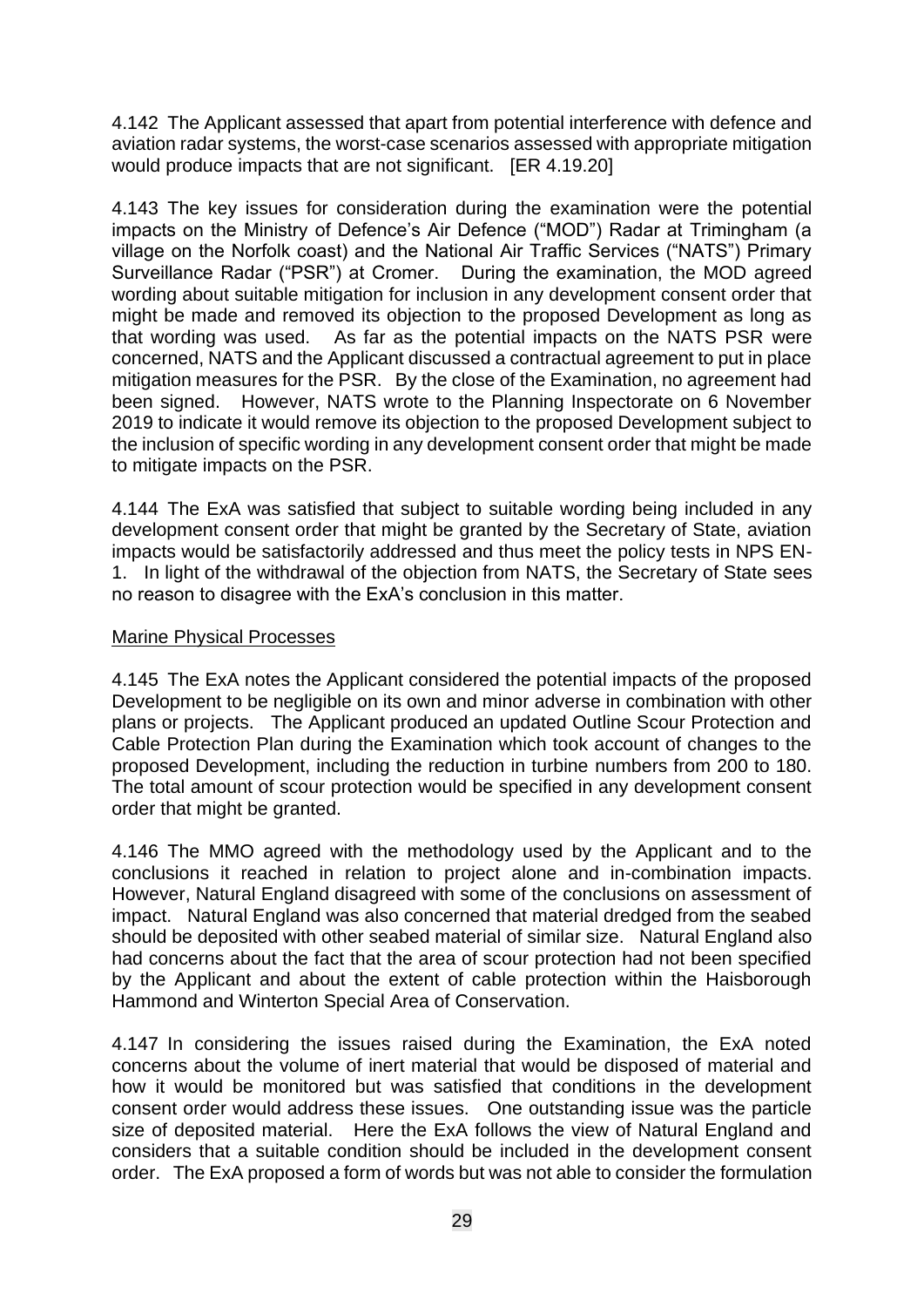4.142 The Applicant assessed that apart from potential interference with defence and aviation radar systems, the worst-case scenarios assessed with appropriate mitigation would produce impacts that are not significant. [ER 4.19.20]

4.143 The key issues for consideration during the examination were the potential impacts on the Ministry of Defence's Air Defence ("MOD") Radar at Trimingham (a village on the Norfolk coast) and the National Air Traffic Services ("NATS") Primary Surveillance Radar ("PSR") at Cromer. During the examination, the MOD agreed wording about suitable mitigation for inclusion in any development consent order that might be made and removed its objection to the proposed Development as long as that wording was used. As far as the potential impacts on the NATS PSR were concerned, NATS and the Applicant discussed a contractual agreement to put in place mitigation measures for the PSR. By the close of the Examination, no agreement had been signed. However, NATS wrote to the Planning Inspectorate on 6 November 2019 to indicate it would remove its objection to the proposed Development subject to the inclusion of specific wording in any development consent order that might be made to mitigate impacts on the PSR.

4.144 The ExA was satisfied that subject to suitable wording being included in any development consent order that might be granted by the Secretary of State, aviation impacts would be satisfactorily addressed and thus meet the policy tests in NPS EN-1. In light of the withdrawal of the objection from NATS, the Secretary of State sees no reason to disagree with the ExA's conclusion in this matter.

<u>Marine Physical Processes</u>

4.145 The ExA notes the Applicant considered the potential impacts of the proposed Development to be negligible on its own and minor adverse in combination with other plans or projects. The Applicant produced an updated Outline Scour Protection and Cable Protection Plan during the Examination which took account of changes to the proposed Development, including the reduction in turbine numbers from 200 to 180. The total amount of scour protection would be specified in any development consent order that might be granted.

4.146 The MMO agreed with the methodology used by the Applicant and to the conclusions it reached in relation to project alone and in-combination impacts. However, Natural England disagreed with some of the conclusions on assessment of impact. Natural England was also concerned that material dredged from the seabed should be deposited with other seabed material of similar size. Natural England also had concerns about the fact that the area of scour protection had not been specified by the Applicant and about the extent of cable protection within the Haisborough Hammond and Winterton Special Area of Conservation.

4.147 In considering the issues raised during the Examination, the ExA noted concerns about the volume of inert material that would be disposed of material and how it would be monitored but was satisfied that conditions in the development consent order would address these issues. One outstanding issue was the particle size of deposited material. Here the ExA follows the view of Natural England and considers that a suitable condition should be included in the development consent order. The ExA proposed a form of words but was not able to consider the formulation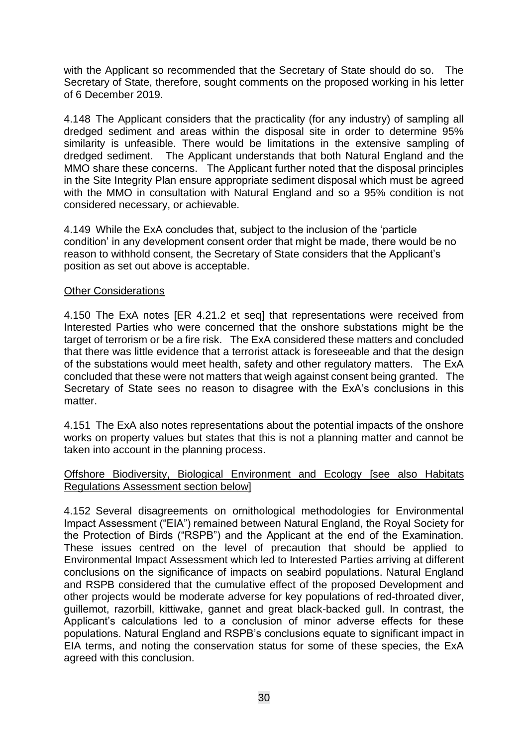with the Applicant so recommended that the Secretary of State should do so. The Secretary of State, therefore, sought comments on the proposed working in his letter of 6 December 2019.

4.148 The Applicant considers that the practicality (for any industry) of sampling all dredged sediment and areas within the disposal site in order to determine 95% similarity is unfeasible. There would be limitations in the extensive sampling of dredged sediment. The Applicant understands that both Natural England and the MMO share these concerns. The Applicant further noted that the disposal principles in the Site Integrity Plan ensure appropriate sediment disposal which must be agreed with the MMO in consultation with Natural England and so a 95% condition is not considered necessary, or achievable.

4.149 While the ExA concludes that, subject to the inclusion of the 'particle condition' in any development consent order that might be made, there would be no reason to withhold consent, the Secretary of State considers that the Applicant's position as set out above is acceptable.

<u>Other Considerations</u>

4.150 The ExA notes [ER 4.21.2 et seq] that representations were received from Interested Parties who were concerned that the onshore substations might be the target of terrorism or be a fire risk. The ExA considered these matters and concluded that there was little evidence that a terrorist attack is foreseeable and that the design of the substations would meet health, safety and other regulatory matters. The ExA concluded that these were not matters that weigh against consent being granted. The Secretary of State sees no reason to disagree with the ExA's conclusions in this matter.

4.151 The ExA also notes representations about the potential impacts of the onshore works on property values but states that this is not a planning matter and cannot be taken into account in the planning process.

<u>Offshore Biodiversity, Biological Environment and Ecology [see also Habitats Regulations Assessment section below]</u>

4.152 Several disagreements on ornithological methodologies for Environmental Impact Assessment ("EIA") remained between Natural England, the Royal Society for the Protection of Birds ("RSPB") and the Applicant at the end of the Examination. These issues centred on the level of precaution that should be applied to Environmental Impact Assessment which led to Interested Parties arriving at different conclusions on the significance of impacts on seabird populations. Natural England and RSPB considered that the cumulative effect of the proposed Development and other projects would be moderate adverse for key populations of red-throated diver, guillemot, razorbill, kittiwake, gannet and great black-backed gull. In contrast, the Applicant's calculations led to a conclusion of minor adverse effects for these populations. Natural England and RSPB's conclusions equate to significant impact in EIA terms, and noting the conservation status for some of these species, the ExA agreed with this conclusion.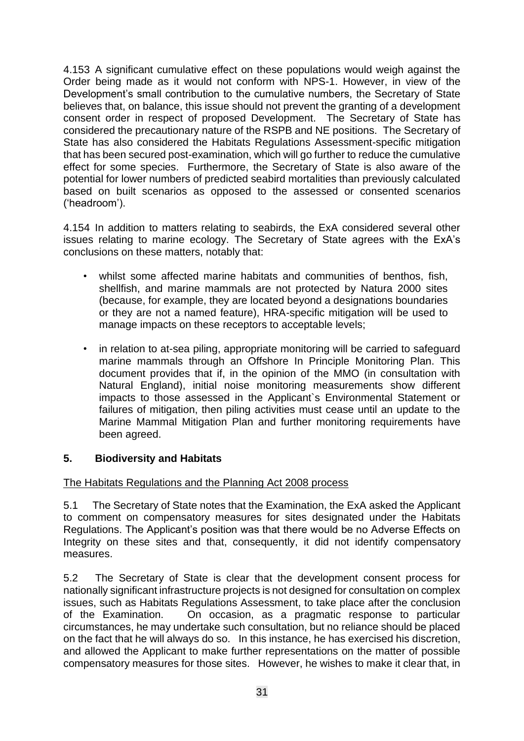4.153 A significant cumulative effect on these populations would weigh against the Order being made as it would not conform with NPS-1. However, in view of the Development's small contribution to the cumulative numbers, the Secretary of State believes that, on balance, this issue should not prevent the granting of a development consent order in respect of proposed Development. The Secretary of State has considered the precautionary nature of the RSPB and NE positions. The Secretary of State has also considered the Habitats Regulations Assessment-specific mitigation that has been secured post-examination, which will go further to reduce the cumulative effect for some species. Furthermore, the Secretary of State is also aware of the potential for lower numbers of predicted seabird mortalities than previously calculated based on built scenarios as opposed to the assessed or consented scenarios ('headroom').

4.154 In addition to matters relating to seabirds, the ExA considered several other issues relating to marine ecology. The Secretary of State agrees with the ExA's conclusions on these matters, notably that:

- whilst some affected marine habitats and communities of benthos, fish, shellfish, and marine mammals are not protected by Natura 2000 sites (because, for example, they are located beyond a designations boundaries or they are not a named feature), HRA-specific mitigation will be used to manage impacts on these receptors to acceptable levels;
- in relation to at-sea piling, appropriate monitoring will be carried to safeguard marine mammals through an Offshore In Principle Monitoring Plan. This document provides that if, in the opinion of the MMO (in consultation with Natural England), initial noise monitoring measurements show different impacts to those assessed in the Applicant`s Environmental Statement or failures of mitigation, then piling activities must cease until an update to the Marine Mammal Mitigation Plan and further monitoring requirements have been agreed.

## 5. Biodiversity and Habitats

The Habitats Regulations and the Planning Act 2008 process

5.1 The Secretary of State notes that the Examination, the ExA asked the Applicant to comment on compensatory measures for sites designated under the Habitats Regulations. The Applicant's position was that there would be no Adverse Effects on Integrity on these sites and that, consequently, it did not identify compensatory measures.

5.2 The Secretary of State is clear that the development consent process for nationally significant infrastructure projects is not designed for consultation on complex issues, such as Habitats Regulations Assessment, to take place after the conclusion of the Examination. On occasion, as a pragmatic response to particular circumstances, he may undertake such consultation, but no reliance should be placed on the fact that he will always do so. In this instance, he has exercised his discretion, and allowed the Applicant to make further representations on the matter of possible compensatory measures for those sites. However, he wishes to make it clear that, in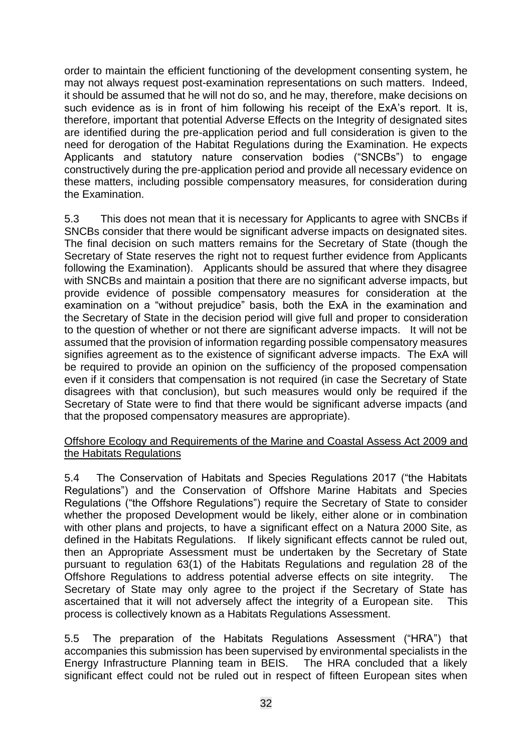order to maintain the efficient functioning of the development consenting system, he may not always request post-examination representations on such matters. Indeed, it should be assumed that he will not do so, and he may, therefore, make decisions on such evidence as is in front of him following his receipt of the ExA's report. It is, therefore, important that potential Adverse Effects on the Integrity of designated sites are identified during the pre-application period and full consideration is given to the need for derogation of the Habitat Regulations during the Examination. He expects Applicants and statutory nature conservation bodies ("SNCBs") to engage constructively during the pre-application period and provide all necessary evidence on these matters, including possible compensatory measures, for consideration during the Examination.

5.3 This does not mean that it is necessary for Applicants to agree with SNCBs if SNCBs consider that there would be significant adverse impacts on designated sites. The final decision on such matters remains for the Secretary of State (though the Secretary of State reserves the right not to request further evidence from Applicants following the Examination). Applicants should be assured that where they disagree with SNCBs and maintain a position that there are no significant adverse impacts, but provide evidence of possible compensatory measures for consideration at the examination on a "without prejudice" basis, both the ExA in the examination and the Secretary of State in the decision period will give full and proper to consideration to the question of whether or not there are significant adverse impacts. It will not be assumed that the provision of information regarding possible compensatory measures signifies agreement as to the existence of significant adverse impacts. The ExA will be required to provide an opinion on the sufficiency of the proposed compensation even if it considers that compensation is not required (in case the Secretary of State disagrees with that conclusion), but such measures would only be required if the Secretary of State were to find that there would be significant adverse impacts (and that the proposed compensatory measures are appropriate).

<u>Offshore Ecology and Requirements of the Marine and Coastal Assess Act 2009 and the Habitats Regulations</u>

5.4 The Conservation of Habitats and Species Regulations 2017 ("the Habitats Regulations") and the Conservation of Offshore Marine Habitats and Species Regulations ("the Offshore Regulations") require the Secretary of State to consider whether the proposed Development would be likely, either alone or in combination with other plans and projects, to have a significant effect on a Natura 2000 Site, as defined in the Habitats Regulations. If likely significant effects cannot be ruled out, then an Appropriate Assessment must be undertaken by the Secretary of State pursuant to regulation 63(1) of the Habitats Regulations and regulation 28 of the Offshore Regulations to address potential adverse effects on site integrity. The Secretary of State may only agree to the project if the Secretary of State has ascertained that it will not adversely affect the integrity of a European site. This process is collectively known as a Habitats Regulations Assessment.

5.5 The preparation of the Habitats Regulations Assessment ("HRA") that accompanies this submission has been supervised by environmental specialists in the Energy Infrastructure Planning team in BEIS. The HRA concluded that a likely significant effect could not be ruled out in respect of fifteen European sites when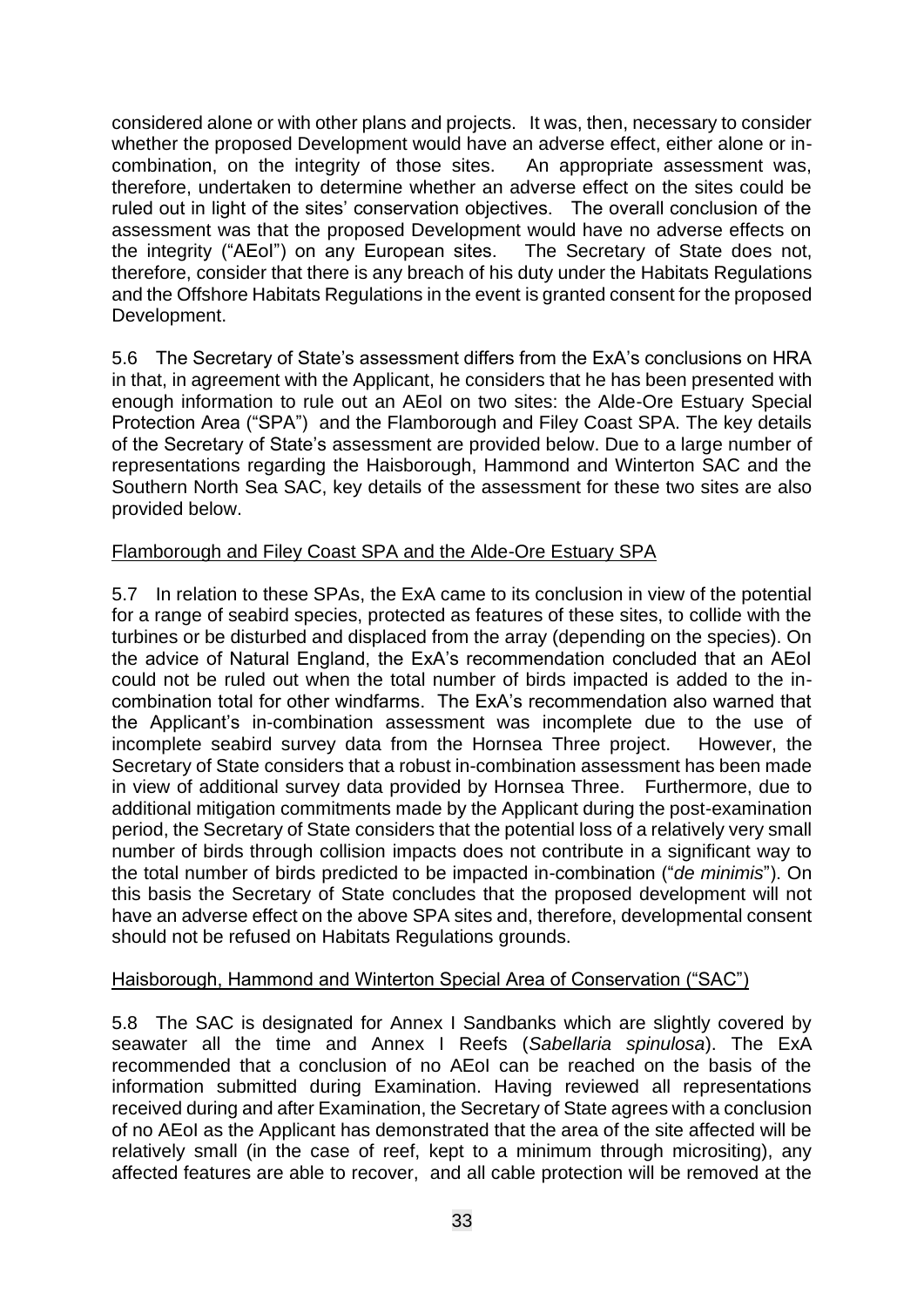considered alone or with other plans and projects. It was, then, necessary to consider whether the proposed Development would have an adverse effect, either alone or in-combination, on the integrity of those sites. An appropriate assessment was, therefore, undertaken to determine whether an adverse effect on the sites could be ruled out in light of the sites' conservation objectives. The overall conclusion of the assessment was that the proposed Development would have no adverse effects on the integrity ("AEoI") on any European sites. The Secretary of State does not, therefore, consider that there is any breach of his duty under the Habitats Regulations and the Offshore Habitats Regulations in the event is granted consent for the proposed Development.

5.6 The Secretary of State's assessment differs from the ExA's conclusions on HRA in that, in agreement with the Applicant, he considers that he has been presented with enough information to rule out an AEoI on two sites: the Alde-Ore Estuary Special Protection Area ("SPA") and the Flamborough and Filey Coast SPA. The key details of the Secretary of State's assessment are provided below. Due to a large number of representations regarding the Haisborough, Hammond and Winterton SAC and the Southern North Sea SAC, key details of the assessment for these two sites are also provided below.

Flamborough and Filey Coast SPA and the Alde-Ore Estuary SPA

5.7 In relation to these SPAs, the ExA came to its conclusion in view of the potential for a range of seabird species, protected as features of these sites, to collide with the turbines or be disturbed and displaced from the array (depending on the species). On the advice of Natural England, the ExA's recommendation concluded that an AEoI could not be ruled out when the total number of birds impacted is added to the in-combination total for other windfarms. The ExA's recommendation also warned that the Applicant's in-combination assessment was incomplete due to the use of incomplete seabird survey data from the Hornsea Three project. However, the Secretary of State considers that a robust in-combination assessment has been made in view of additional survey data provided by Hornsea Three. Furthermore, due to additional mitigation commitments made by the Applicant during the post-examination period, the Secretary of State considers that the potential loss of a relatively very small number of birds through collision impacts does not contribute in a significant way to the total number of birds predicted to be impacted in-combination ("*de minimis*"). On this basis the Secretary of State concludes that the proposed development will not have an adverse effect on the above SPA sites and, therefore, developmental consent should not be refused on Habitats Regulations grounds.

Haisborough, Hammond and Winterton Special Area of Conservation ("SAC")

5.8 The SAC is designated for Annex I Sandbanks which are slightly covered by seawater all the time and Annex I Reefs (*Sabellaria spinulosa*). The ExA recommended that a conclusion of no AEoI can be reached on the basis of the information submitted during Examination. Having reviewed all representations received during and after Examination, the Secretary of State agrees with a conclusion of no AEoI as the Applicant has demonstrated that the area of the site affected will be relatively small (in the case of reef, kept to a minimum through micrositing), any affected features are able to recover, and all cable protection will be removed at the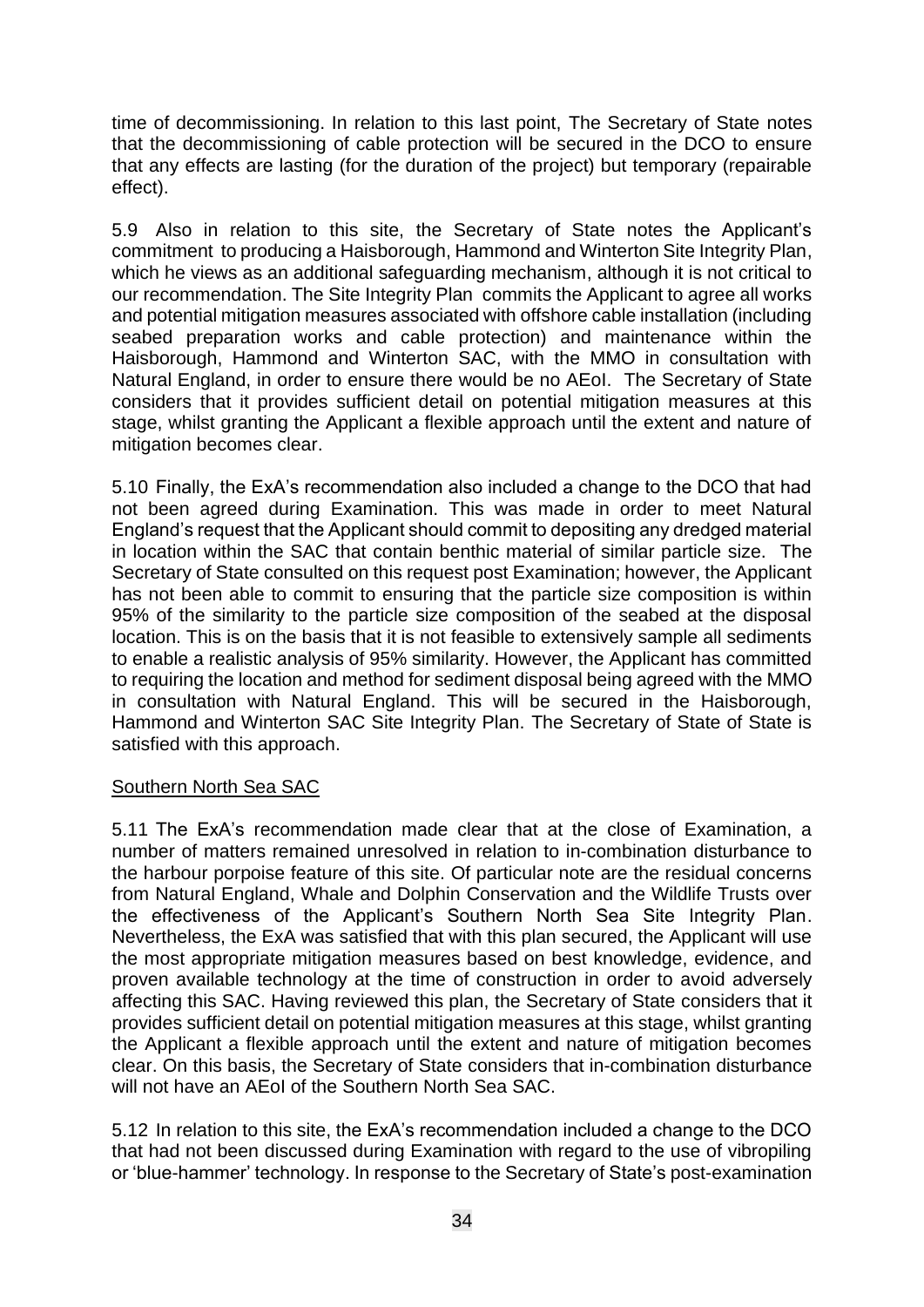time of decommissioning. In relation to this last point, The Secretary of State notes that the decommissioning of cable protection will be secured in the DCO to ensure that any effects are lasting (for the duration of the project) but temporary (repairable effect).

5.9 Also in relation to this site, the Secretary of State notes the Applicant's commitment to producing a Haisborough, Hammond and Winterton Site Integrity Plan, which he views as an additional safeguarding mechanism, although it is not critical to our recommendation. The Site Integrity Plan commits the Applicant to agree all works and potential mitigation measures associated with offshore cable installation (including seabed preparation works and cable protection) and maintenance within the Haisborough, Hammond and Winterton SAC, with the MMO in consultation with Natural England, in order to ensure there would be no AEoI. The Secretary of State considers that it provides sufficient detail on potential mitigation measures at this stage, whilst granting the Applicant a flexible approach until the extent and nature of mitigation becomes clear.

5.10 Finally, the ExA's recommendation also included a change to the DCO that had not been agreed during Examination. This was made in order to meet Natural England's request that the Applicant should commit to depositing any dredged material in location within the SAC that contain benthic material of similar particle size. The Secretary of State consulted on this request post Examination; however, the Applicant has not been able to commit to ensuring that the particle size composition is within 95% of the similarity to the particle size composition of the seabed at the disposal location. This is on the basis that it is not feasible to extensively sample all sediments to enable a realistic analysis of 95% similarity. However, the Applicant has committed to requiring the location and method for sediment disposal being agreed with the MMO in consultation with Natural England. This will be secured in the Haisborough, Hammond and Winterton SAC Site Integrity Plan. The Secretary of State of State is satisfied with this approach.

Southern North Sea SAC

5.11 The ExA's recommendation made clear that at the close of Examination, a number of matters remained unresolved in relation to in-combination disturbance to the harbour porpoise feature of this site. Of particular note are the residual concerns from Natural England, Whale and Dolphin Conservation and the Wildlife Trusts over the effectiveness of the Applicant's Southern North Sea Site Integrity Plan. Nevertheless, the ExA was satisfied that with this plan secured, the Applicant will use the most appropriate mitigation measures based on best knowledge, evidence, and proven available technology at the time of construction in order to avoid adversely affecting this SAC. Having reviewed this plan, the Secretary of State considers that it provides sufficient detail on potential mitigation measures at this stage, whilst granting the Applicant a flexible approach until the extent and nature of mitigation becomes clear. On this basis, the Secretary of State considers that in-combination disturbance will not have an AEoI of the Southern North Sea SAC.

5.12 In relation to this site, the ExA's recommendation included a change to the DCO that had not been discussed during Examination with regard to the use of vibropiling or 'blue-hammer' technology. In response to the Secretary of State's post-examination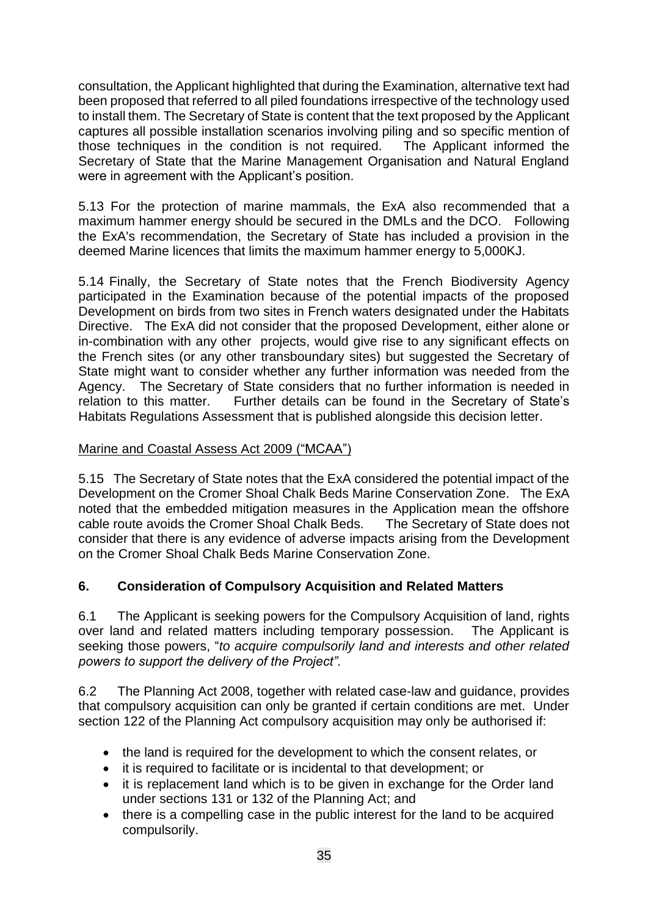consultation, the Applicant highlighted that during the Examination, alternative text had been proposed that referred to all piled foundations irrespective of the technology used to install them. The Secretary of State is content that the text proposed by the Applicant captures all possible installation scenarios involving piling and so specific mention of those techniques in the condition is not required. The Applicant informed the Secretary of State that the Marine Management Organisation and Natural England were in agreement with the Applicant's position.

5.13 For the protection of marine mammals, the ExA also recommended that a maximum hammer energy should be secured in the DMLs and the DCO. Following the ExA's recommendation, the Secretary of State has included a provision in the deemed Marine licences that limits the maximum hammer energy to 5,000KJ.

5.14 Finally, the Secretary of State notes that the French Biodiversity Agency participated in the Examination because of the potential impacts of the proposed Development on birds from two sites in French waters designated under the Habitats Directive. The ExA did not consider that the proposed Development, either alone or in-combination with any other projects, would give rise to any significant effects on the French sites (or any other transboundary sites) but suggested the Secretary of State might want to consider whether any further information was needed from the Agency. The Secretary of State considers that no further information is needed in relation to this matter. Further details can be found in the Secretary of State's Habitats Regulations Assessment that is published alongside this decision letter.

Marine and Coastal Assess Act 2009 ("MCAA")

5.15 The Secretary of State notes that the ExA considered the potential impact of the Development on the Cromer Shoal Chalk Beds Marine Conservation Zone. The ExA noted that the embedded mitigation measures in the Application mean the offshore cable route avoids the Cromer Shoal Chalk Beds. The Secretary of State does not consider that there is any evidence of adverse impacts arising from the Development on the Cromer Shoal Chalk Beds Marine Conservation Zone.

## 6. Consideration of Compulsory Acquisition and Related Matters

6.1 The Applicant is seeking powers for the Compulsory Acquisition of land, rights over land and related matters including temporary possession. The Applicant is seeking those powers, "*to acquire compulsorily land and interests and other related powers to support the delivery of the Project".*

6.2 The Planning Act 2008, together with related case-law and guidance, provides that compulsory acquisition can only be granted if certain conditions are met. Under section 122 of the Planning Act compulsory acquisition may only be authorised if:

- the land is required for the development to which the consent relates, or
- it is required to facilitate or is incidental to that development; or
- it is replacement land which is to be given in exchange for the Order land under sections 131 or 132 of the Planning Act; and
- there is a compelling case in the public interest for the land to be acquired compulsorily.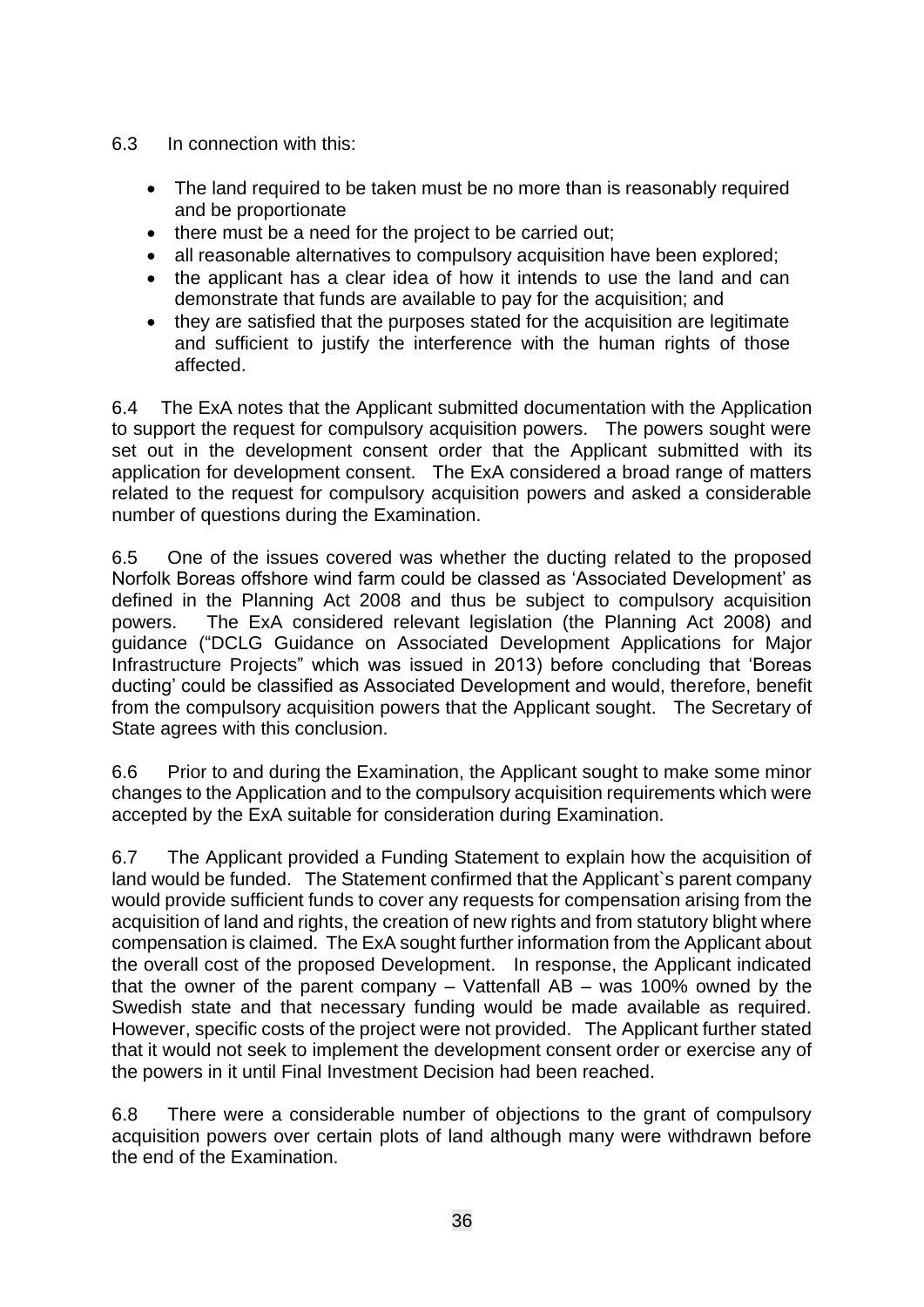6.3 In connection with this:

- The land required to be taken must be no more than is reasonably required and be proportionate
- there must be a need for the project to be carried out;
- all reasonable alternatives to compulsory acquisition have been explored;
- the applicant has a clear idea of how it intends to use the land and can demonstrate that funds are available to pay for the acquisition; and
- they are satisfied that the purposes stated for the acquisition are legitimate and sufficient to justify the interference with the human rights of those affected.

6.4 The ExA notes that the Applicant submitted documentation with the Application to support the request for compulsory acquisition powers. The powers sought were set out in the development consent order that the Applicant submitted with its application for development consent. The ExA considered a broad range of matters related to the request for compulsory acquisition powers and asked a considerable number of questions during the Examination.

6.5 One of the issues covered was whether the ducting related to the proposed Norfolk Boreas offshore wind farm could be classed as 'Associated Development' as defined in the Planning Act 2008 and thus be subject to compulsory acquisition powers. The ExA considered relevant legislation (the Planning Act 2008) and guidance ("DCLG Guidance on Associated Development Applications for Major Infrastructure Projects" which was issued in 2013) before concluding that 'Boreas ducting' could be classified as Associated Development and would, therefore, benefit from the compulsory acquisition powers that the Applicant sought. The Secretary of State agrees with this conclusion.

6.6 Prior to and during the Examination, the Applicant sought to make some minor changes to the Application and to the compulsory acquisition requirements which were accepted by the ExA suitable for consideration during Examination.

6.7 The Applicant provided a Funding Statement to explain how the acquisition of land would be funded. The Statement confirmed that the Applicant`s parent company would provide sufficient funds to cover any requests for compensation arising from the acquisition of land and rights, the creation of new rights and from statutory blight where compensation is claimed. The ExA sought further information from the Applicant about the overall cost of the proposed Development. In response, the Applicant indicated that the owner of the parent company – Vattenfall AB – was 100% owned by the Swedish state and that necessary funding would be made available as required. However, specific costs of the project were not provided. The Applicant further stated that it would not seek to implement the development consent order or exercise any of the powers in it until Final Investment Decision had been reached.

6.8 There were a considerable number of objections to the grant of compulsory acquisition powers over certain plots of land although many were withdrawn before the end of the Examination.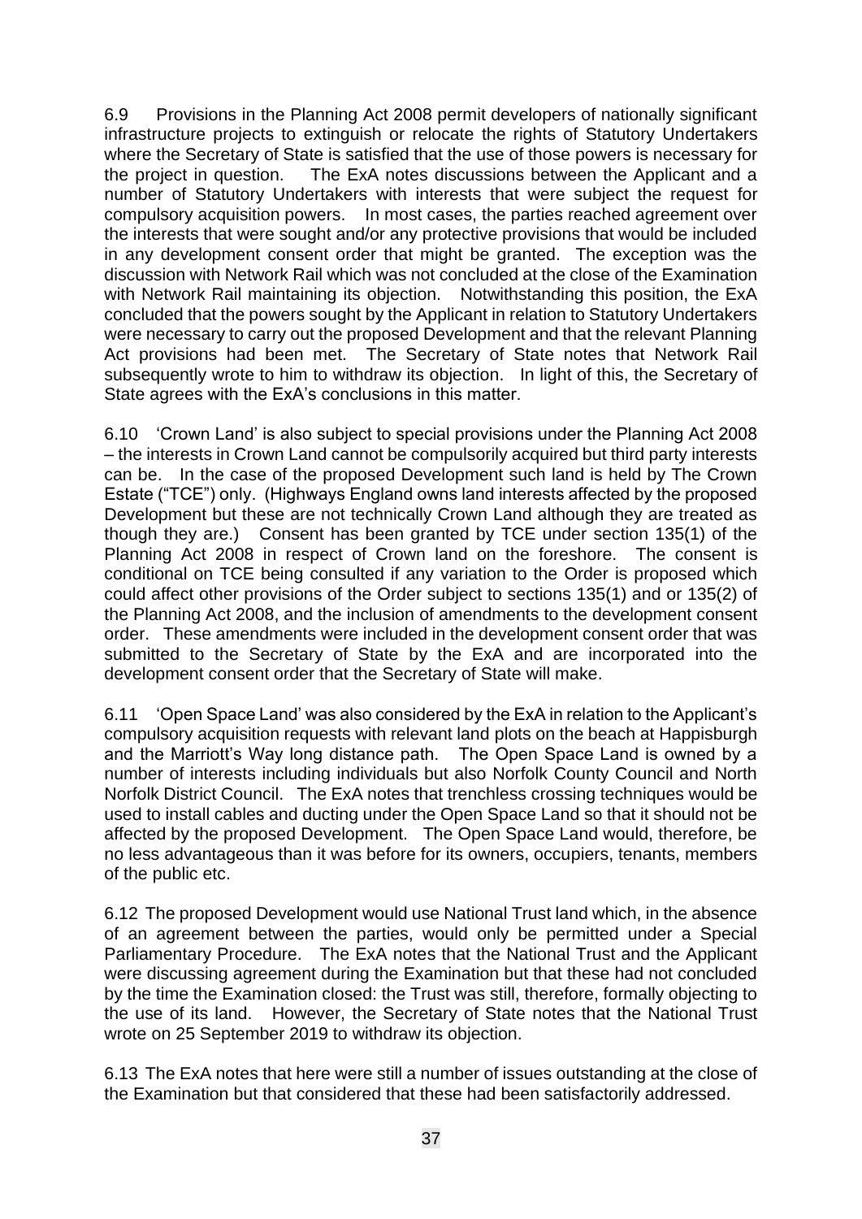6.9 Provisions in the Planning Act 2008 permit developers of nationally significant infrastructure projects to extinguish or relocate the rights of Statutory Undertakers where the Secretary of State is satisfied that the use of those powers is necessary for the project in question. The ExA notes discussions between the Applicant and a number of Statutory Undertakers with interests that were subject the request for compulsory acquisition powers. In most cases, the parties reached agreement over the interests that were sought and/or any protective provisions that would be included in any development consent order that might be granted. The exception was the discussion with Network Rail which was not concluded at the close of the Examination with Network Rail maintaining its objection. Notwithstanding this position, the ExA concluded that the powers sought by the Applicant in relation to Statutory Undertakers were necessary to carry out the proposed Development and that the relevant Planning Act provisions had been met. The Secretary of State notes that Network Rail subsequently wrote to him to withdraw its objection. In light of this, the Secretary of State agrees with the ExA's conclusions in this matter.

6.10 'Crown Land' is also subject to special provisions under the Planning Act 2008 – the interests in Crown Land cannot be compulsorily acquired but third party interests can be. In the case of the proposed Development such land is held by The Crown Estate ("TCE") only. (Highways England owns land interests affected by the proposed Development but these are not technically Crown Land although they are treated as though they are.) Consent has been granted by TCE under section 135(1) of the Planning Act 2008 in respect of Crown land on the foreshore. The consent is conditional on TCE being consulted if any variation to the Order is proposed which could affect other provisions of the Order subject to sections 135(1) and or 135(2) of the Planning Act 2008, and the inclusion of amendments to the development consent order. These amendments were included in the development consent order that was submitted to the Secretary of State by the ExA and are incorporated into the development consent order that the Secretary of State will make.

6.11 'Open Space Land' was also considered by the ExA in relation to the Applicant's compulsory acquisition requests with relevant land plots on the beach at Happisburgh and the Marriott's Way long distance path. The Open Space Land is owned by a number of interests including individuals but also Norfolk County Council and North Norfolk District Council. The ExA notes that trenchless crossing techniques would be used to install cables and ducting under the Open Space Land so that it should not be affected by the proposed Development. The Open Space Land would, therefore, be no less advantageous than it was before for its owners, occupiers, tenants, members of the public etc.

6.12 The proposed Development would use National Trust land which, in the absence of an agreement between the parties, would only be permitted under a Special Parliamentary Procedure. The ExA notes that the National Trust and the Applicant were discussing agreement during the Examination but that these had not concluded by the time the Examination closed: the Trust was still, therefore, formally objecting to the use of its land. However, the Secretary of State notes that the National Trust wrote on 25 September 2019 to withdraw its objection.

6.13 The ExA notes that here were still a number of issues outstanding at the close of the Examination but that considered that these had been satisfactorily addressed.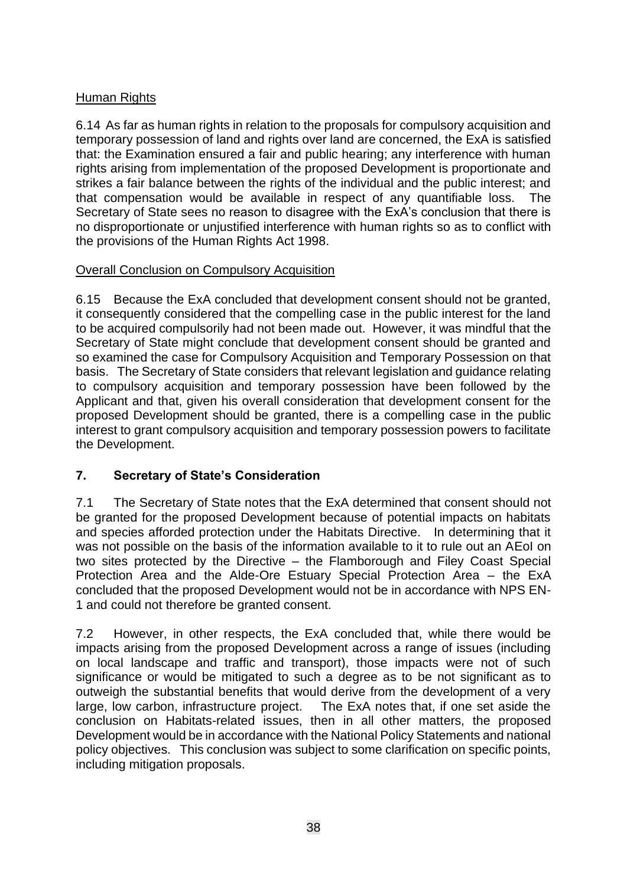<u>Human Rights</u>

6.14 As far as human rights in relation to the proposals for compulsory acquisition and temporary possession of land and rights over land are concerned, the ExA is satisfied that: the Examination ensured a fair and public hearing; any interference with human rights arising from implementation of the proposed Development is proportionate and strikes a fair balance between the rights of the individual and the public interest; and that compensation would be available in respect of any quantifiable loss. The Secretary of State sees no reason to disagree with the ExA's conclusion that there is no disproportionate or unjustified interference with human rights so as to conflict with the provisions of the Human Rights Act 1998.

<u>Overall Conclusion on Compulsory Acquisition</u>

6.15 Because the ExA concluded that development consent should not be granted, it consequently considered that the compelling case in the public interest for the land to be acquired compulsorily had not been made out. However, it was mindful that the Secretary of State might conclude that development consent should be granted and so examined the case for Compulsory Acquisition and Temporary Possession on that basis. The Secretary of State considers that relevant legislation and guidance relating to compulsory acquisition and temporary possession have been followed by the Applicant and that, given his overall consideration that development consent for the proposed Development should be granted, there is a compelling case in the public interest to grant compulsory acquisition and temporary possession powers to facilitate the Development.

## 7. Secretary of State's Consideration

7.1 The Secretary of State notes that the ExA determined that consent should not be granted for the proposed Development because of potential impacts on habitats and species afforded protection under the Habitats Directive. In determining that it was not possible on the basis of the information available to it to rule out an AEoI on two sites protected by the Directive – the Flamborough and Filey Coast Special Protection Area and the Alde-Ore Estuary Special Protection Area – the ExA concluded that the proposed Development would not be in accordance with NPS EN-1 and could not therefore be granted consent.

7.2 However, in other respects, the ExA concluded that, while there would be impacts arising from the proposed Development across a range of issues (including on local landscape and traffic and transport), those impacts were not of such significance or would be mitigated to such a degree as to be not significant as to outweigh the substantial benefits that would derive from the development of a very large, low carbon, infrastructure project. The ExA notes that, if one set aside the conclusion on Habitats-related issues, then in all other matters, the proposed Development would be in accordance with the National Policy Statements and national policy objectives. This conclusion was subject to some clarification on specific points, including mitigation proposals.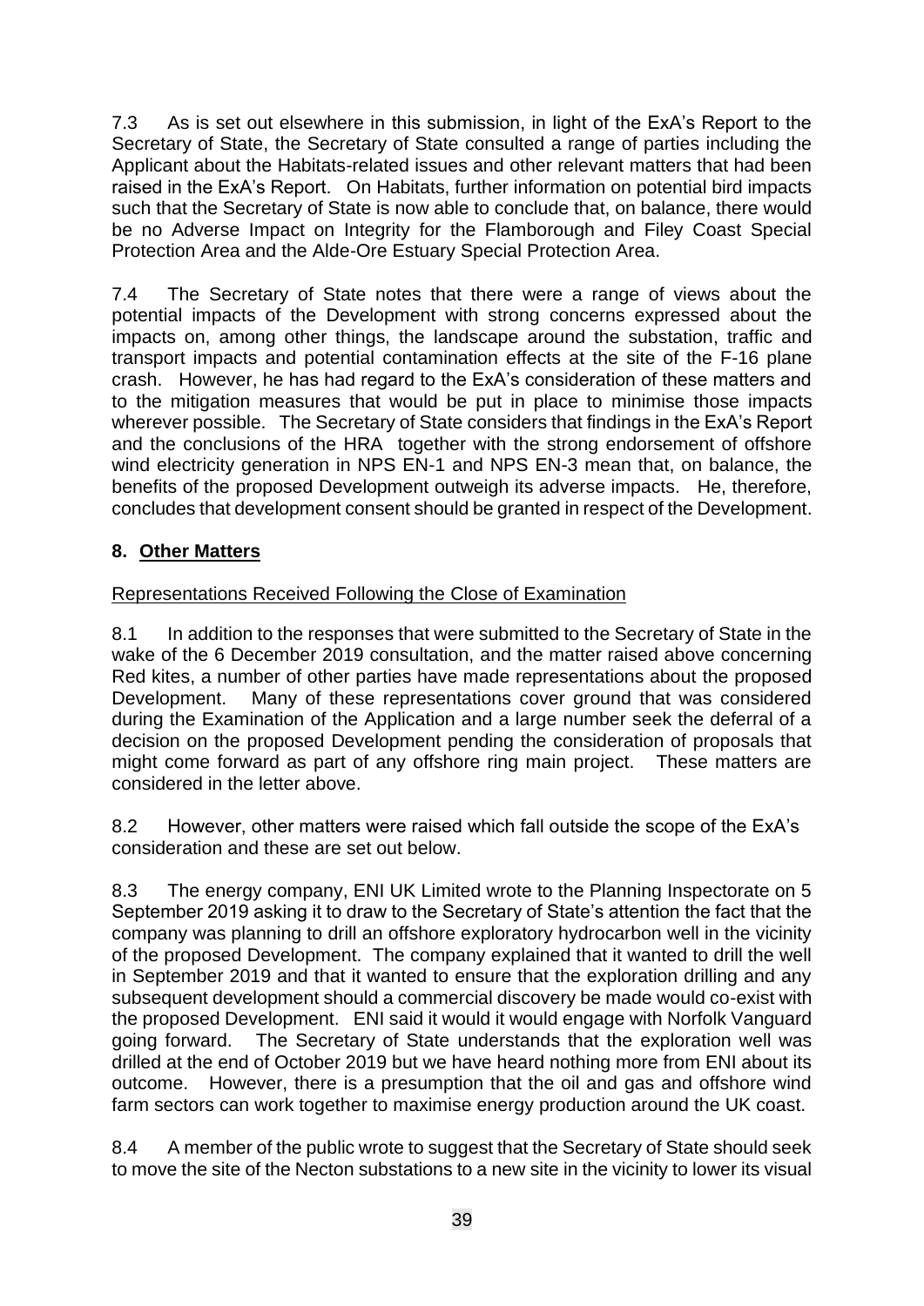7.3 As is set out elsewhere in this submission, in light of the ExA's Report to the Secretary of State, the Secretary of State consulted a range of parties including the Applicant about the Habitats-related issues and other relevant matters that had been raised in the ExA's Report. On Habitats, further information on potential bird impacts such that the Secretary of State is now able to conclude that, on balance, there would be no Adverse Impact on Integrity for the Flamborough and Filey Coast Special Protection Area and the Alde-Ore Estuary Special Protection Area.

7.4 The Secretary of State notes that there were a range of views about the potential impacts of the Development with strong concerns expressed about the impacts on, among other things, the landscape around the substation, traffic and transport impacts and potential contamination effects at the site of the F-16 plane crash. However, he has had regard to the ExA's consideration of these matters and to the mitigation measures that would be put in place to minimise those impacts wherever possible. The Secretary of State considers that findings in the ExA's Report and the conclusions of the HRA together with the strong endorsement of offshore wind electricity generation in NPS EN-1 and NPS EN-3 mean that, on balance, the benefits of the proposed Development outweigh its adverse impacts. He, therefore, concludes that development consent should be granted in respect of the Development.

## 8. Other Matters

Representations Received Following the Close of Examination

8.1 In addition to the responses that were submitted to the Secretary of State in the wake of the 6 December 2019 consultation, and the matter raised above concerning Red kites, a number of other parties have made representations about the proposed Development. Many of these representations cover ground that was considered during the Examination of the Application and a large number seek the deferral of a decision on the proposed Development pending the consideration of proposals that might come forward as part of any offshore ring main project. These matters are considered in the letter above.

8.2 However, other matters were raised which fall outside the scope of the ExA's consideration and these are set out below.

8.3 The energy company, ENI UK Limited wrote to the Planning Inspectorate on 5 September 2019 asking it to draw to the Secretary of State's attention the fact that the company was planning to drill an offshore exploratory hydrocarbon well in the vicinity of the proposed Development. The company explained that it wanted to drill the well in September 2019 and that it wanted to ensure that the exploration drilling and any subsequent development should a commercial discovery be made would co-exist with the proposed Development. ENI said it would it would engage with Norfolk Vanguard going forward. The Secretary of State understands that the exploration well was drilled at the end of October 2019 but we have heard nothing more from ENI about its outcome. However, there is a presumption that the oil and gas and offshore wind farm sectors can work together to maximise energy production around the UK coast.

8.4 A member of the public wrote to suggest that the Secretary of State should seek to move the site of the Necton substations to a new site in the vicinity to lower its visual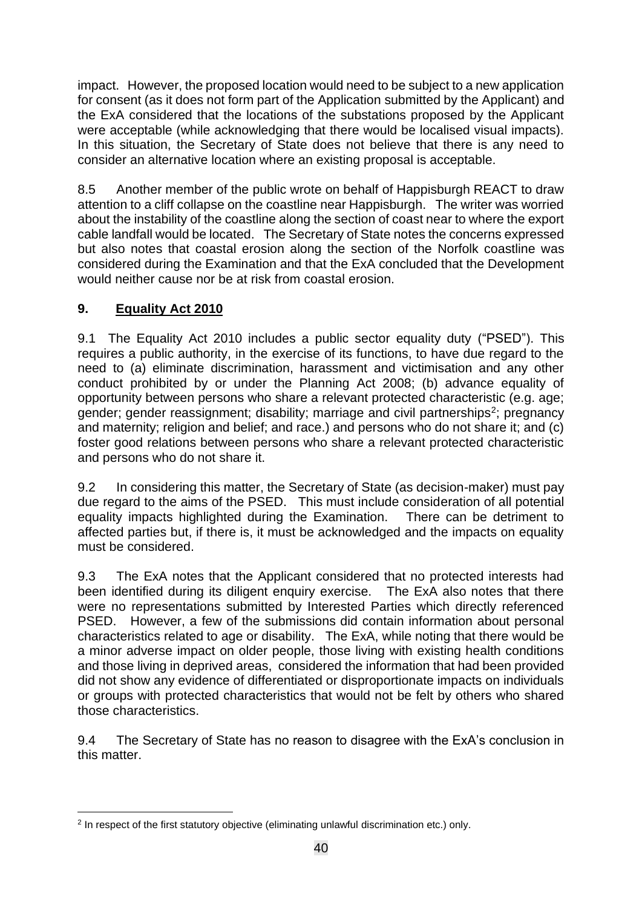impact. However, the proposed location would need to be subject to a new application for consent (as it does not form part of the Application submitted by the Applicant) and the ExA considered that the locations of the substations proposed by the Applicant were acceptable (while acknowledging that there would be localised visual impacts). In this situation, the Secretary of State does not believe that there is any need to consider an alternative location where an existing proposal is acceptable.

8.5 Another member of the public wrote on behalf of Happisburgh REACT to draw attention to a cliff collapse on the coastline near Happisburgh. The writer was worried about the instability of the coastline along the section of coast near to where the export cable landfall would be located. The Secretary of State notes the concerns expressed but also notes that coastal erosion along the section of the Norfolk coastline was considered during the Examination and that the ExA concluded that the Development would neither cause nor be at risk from coastal erosion.

## 9. Equality Act 2010

9.1 The Equality Act 2010 includes a public sector equality duty ("PSED"). This requires a public authority, in the exercise of its functions, to have due regard to the need to (a) eliminate discrimination, harassment and victimisation and any other conduct prohibited by or under the Planning Act 2008; (b) advance equality of opportunity between persons who share a relevant protected characteristic (e.g. age; gender; gender reassignment; disability; marriage and civil partnerships[2]; pregnancy and maternity; religion and belief; and race.) and persons who do not share it; and (c) foster good relations between persons who share a relevant protected characteristic and persons who do not share it.

9.2 In considering this matter, the Secretary of State (as decision-maker) must pay due regard to the aims of the PSED. This must include consideration of all potential equality impacts highlighted during the Examination. There can be detriment to affected parties but, if there is, it must be acknowledged and the impacts on equality must be considered.

9.3 The ExA notes that the Applicant considered that no protected interests had been identified during its diligent enquiry exercise. The ExA also notes that there were no representations submitted by Interested Parties which directly referenced PSED. However, a few of the submissions did contain information about personal characteristics related to age or disability. The ExA, while noting that there would be a minor adverse impact on older people, those living with existing health conditions and those living in deprived areas, considered the information that had been provided did not show any evidence of differentiated or disproportionate impacts on individuals or groups with protected characteristics that would not be felt by others who shared those characteristics.

9.4 The Secretary of State has no reason to disagree with the ExA's conclusion in this matter.

[2] In respect of the first statutory objective (eliminating unlawful discrimination etc.) only.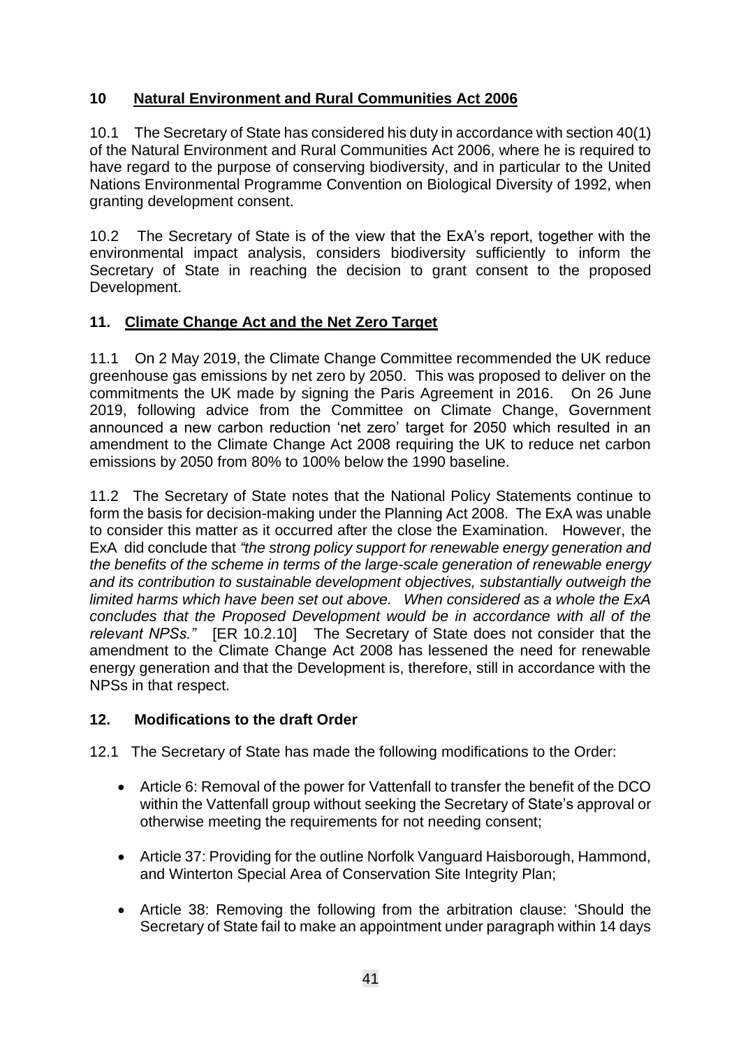## 10 Natural Environment and Rural Communities Act 2006

10.1 The Secretary of State has considered his duty in accordance with section 40(1) of the Natural Environment and Rural Communities Act 2006, where he is required to have regard to the purpose of conserving biodiversity, and in particular to the United Nations Environmental Programme Convention on Biological Diversity of 1992, when granting development consent.

10.2 The Secretary of State is of the view that the ExA's report, together with the environmental impact analysis, considers biodiversity sufficiently to inform the Secretary of State in reaching the decision to grant consent to the proposed Development.

## 11. Climate Change Act and the Net Zero Target

11.1 On 2 May 2019, the Climate Change Committee recommended the UK reduce greenhouse gas emissions by net zero by 2050. This was proposed to deliver on the commitments the UK made by signing the Paris Agreement in 2016. On 26 June 2019, following advice from the Committee on Climate Change, Government announced a new carbon reduction 'net zero' target for 2050 which resulted in an amendment to the Climate Change Act 2008 requiring the UK to reduce net carbon emissions by 2050 from 80% to 100% below the 1990 baseline.

11.2 The Secretary of State notes that the National Policy Statements continue to form the basis for decision-making under the Planning Act 2008. The ExA was unable to consider this matter as it occurred after the close the Examination. However, the ExA did conclude that *"the strong policy support for renewable energy generation and the benefits of the scheme in terms of the large-scale generation of renewable energy and its contribution to sustainable development objectives, substantially outweigh the limited harms which have been set out above. When considered as a whole the ExA concludes that the Proposed Development would be in accordance with all of the relevant NPSs."* [ER 10.2.10] The Secretary of State does not consider that the amendment to the Climate Change Act 2008 has lessened the need for renewable energy generation and that the Development is, therefore, still in accordance with the NPSs in that respect.

## 12. Modifications to the draft Order

12.1 The Secretary of State has made the following modifications to the Order:

- Article 6: Removal of the power for Vattenfall to transfer the benefit of the DCO within the Vattenfall group without seeking the Secretary of State's approval or otherwise meeting the requirements for not needing consent;
- Article 37: Providing for the outline Norfolk Vanguard Haisborough, Hammond, and Winterton Special Area of Conservation Site Integrity Plan;
- Article 38: Removing the following from the arbitration clause: 'Should the Secretary of State fail to make an appointment under paragraph within 14 days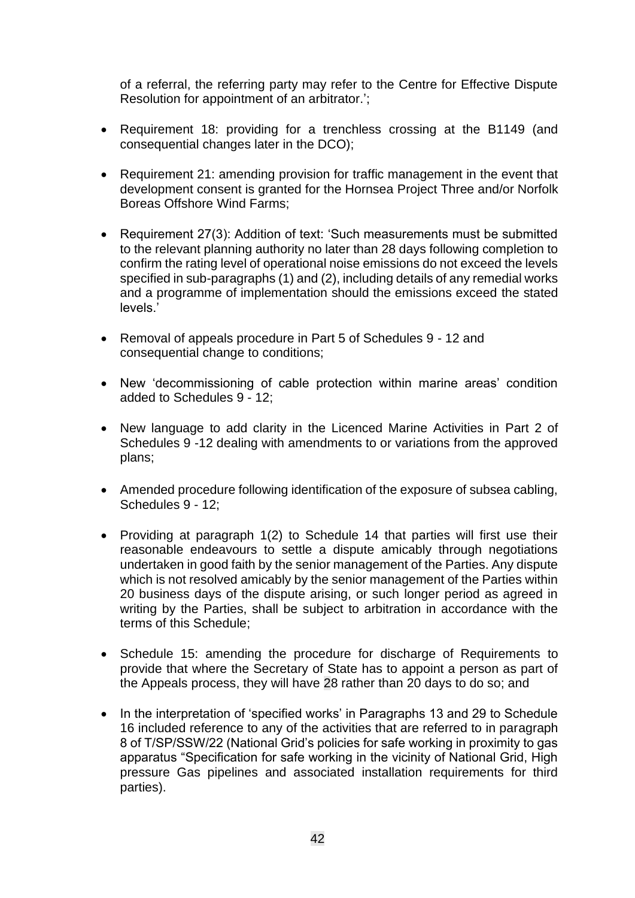of a referral, the referring party may refer to the Centre for Effective Dispute Resolution for appointment of an arbitrator.';

- Requirement 18: providing for a trenchless crossing at the B1149 (and consequential changes later in the DCO);
- Requirement 21: amending provision for traffic management in the event that development consent is granted for the Hornsea Project Three and/or Norfolk Boreas Offshore Wind Farms;
- Requirement 27(3): Addition of text: 'Such measurements must be submitted to the relevant planning authority no later than 28 days following completion to confirm the rating level of operational noise emissions do not exceed the levels specified in sub-paragraphs (1) and (2), including details of any remedial works and a programme of implementation should the emissions exceed the stated levels.'
- Removal of appeals procedure in Part 5 of Schedules 9 - 12 and consequential change to conditions;
- New 'decommissioning of cable protection within marine areas' condition added to Schedules 9 - 12;
- New language to add clarity in the Licenced Marine Activities in Part 2 of Schedules 9 -12 dealing with amendments to or variations from the approved plans;
- Amended procedure following identification of the exposure of subsea cabling, Schedules 9 - 12;
- Providing at paragraph 1(2) to Schedule 14 that parties will first use their reasonable endeavours to settle a dispute amicably through negotiations undertaken in good faith by the senior management of the Parties. Any dispute which is not resolved amicably by the senior management of the Parties within 20 business days of the dispute arising, or such longer period as agreed in writing by the Parties, shall be subject to arbitration in accordance with the terms of this Schedule;
- Schedule 15: amending the procedure for discharge of Requirements to provide that where the Secretary of State has to appoint a person as part of the Appeals process, they will have 28 rather than 20 days to do so; and
- In the interpretation of 'specified works' in Paragraphs 13 and 29 to Schedule 16 included reference to any of the activities that are referred to in paragraph 8 of T/SP/SSW/22 (National Grid's policies for safe working in proximity to gas apparatus "Specification for safe working in the vicinity of National Grid, High pressure Gas pipelines and associated installation requirements for third parties).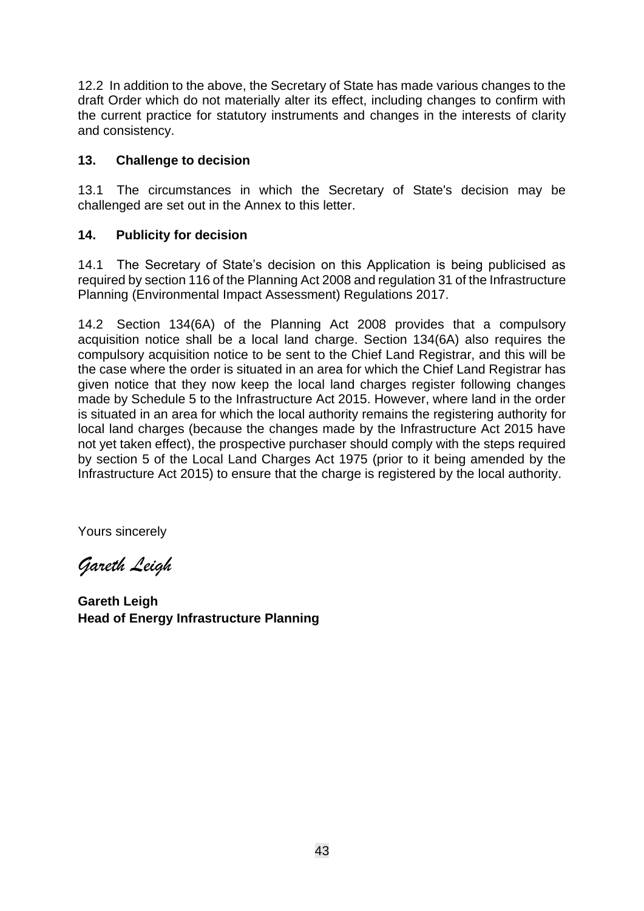12.2 In addition to the above, the Secretary of State has made various changes to the draft Order which do not materially alter its effect, including changes to confirm with the current practice for statutory instruments and changes in the interests of clarity and consistency.

## 13. Challenge to decision

13.1 The circumstances in which the Secretary of State's decision may be challenged are set out in the Annex to this letter.

## 14. Publicity for decision

14.1 The Secretary of State's decision on this Application is being publicised as required by section 116 of the Planning Act 2008 and regulation 31 of the Infrastructure Planning (Environmental Impact Assessment) Regulations 2017.

14.2 Section 134(6A) of the Planning Act 2008 provides that a compulsory acquisition notice shall be a local land charge. Section 134(6A) also requires the compulsory acquisition notice to be sent to the Chief Land Registrar, and this will be the case where the order is situated in an area for which the Chief Land Registrar has given notice that they now keep the local land charges register following changes made by Schedule 5 to the Infrastructure Act 2015. However, where land in the order is situated in an area for which the local authority remains the registering authority for local land charges (because the changes made by the Infrastructure Act 2015 have not yet taken effect), the prospective purchaser should comply with the steps required by section 5 of the Local Land Charges Act 1975 (prior to it being amended by the Infrastructure Act 2015) to ensure that the charge is registered by the local authority.

Yours sincerely

*Gareth Leigh*

**Gareth Leigh**
**Head of Energy Infrastructure Planning**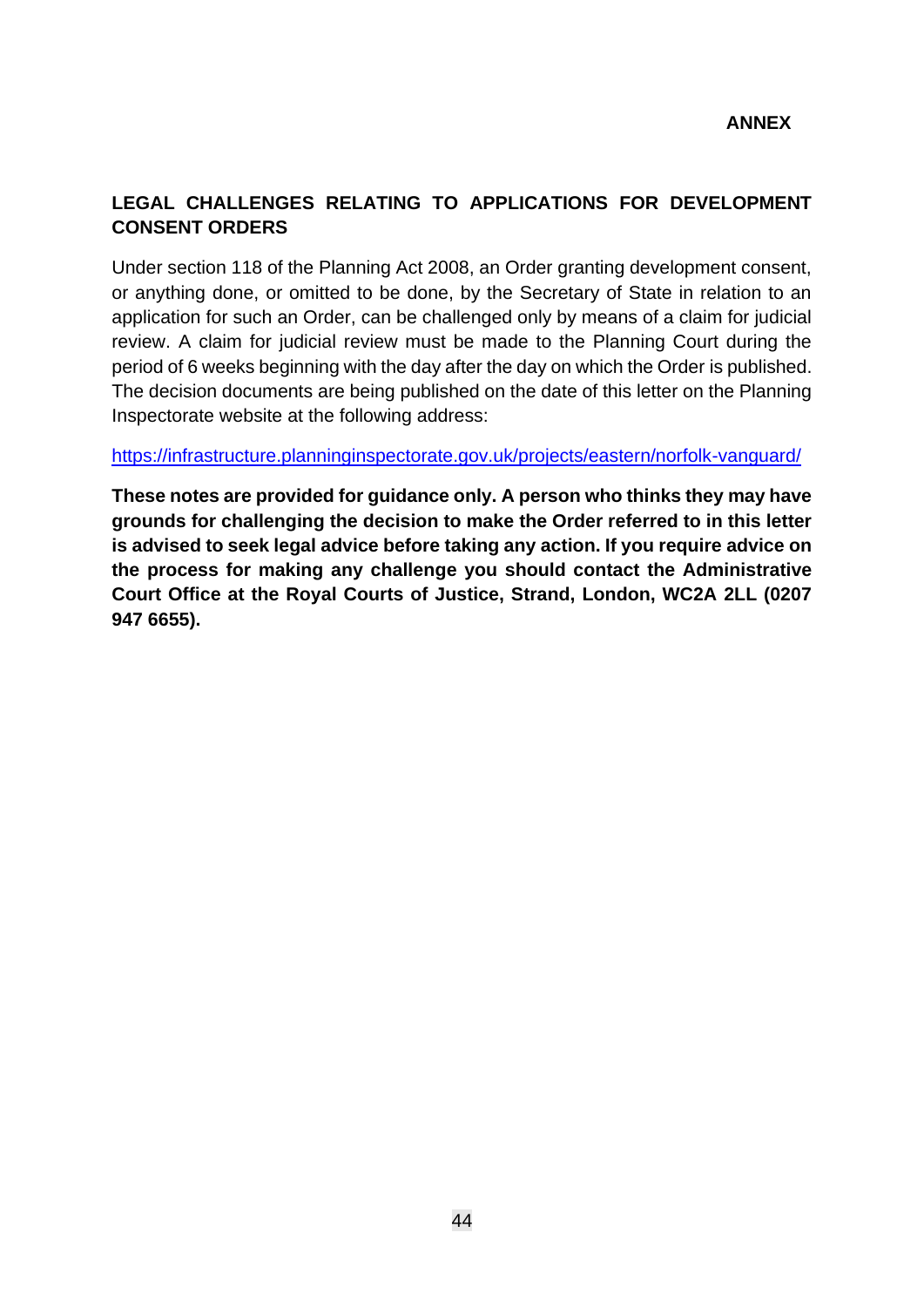**ANNEX**

## LEGAL CHALLENGES RELATING TO APPLICATIONS FOR DEVELOPMENT CONSENT ORDERS

Under section 118 of the Planning Act 2008, an Order granting development consent, or anything done, or omitted to be done, by the Secretary of State in relation to an application for such an Order, can be challenged only by means of a claim for judicial review. A claim for judicial review must be made to the Planning Court during the period of 6 weeks beginning with the day after the day on which the Order is published. The decision documents are being published on the date of this letter on the Planning Inspectorate website at the following address:

https://infrastructure.planninginspectorate.gov.uk/projects/eastern/norfolk-vanguard/

**These notes are provided for guidance only. A person who thinks they may have grounds for challenging the decision to make the Order referred to in this letter is advised to seek legal advice before taking any action. If you require advice on the process for making any challenge you should contact the Administrative Court Office at the Royal Courts of Justice, Strand, London, WC2A 2LL (0207 947 6655).**